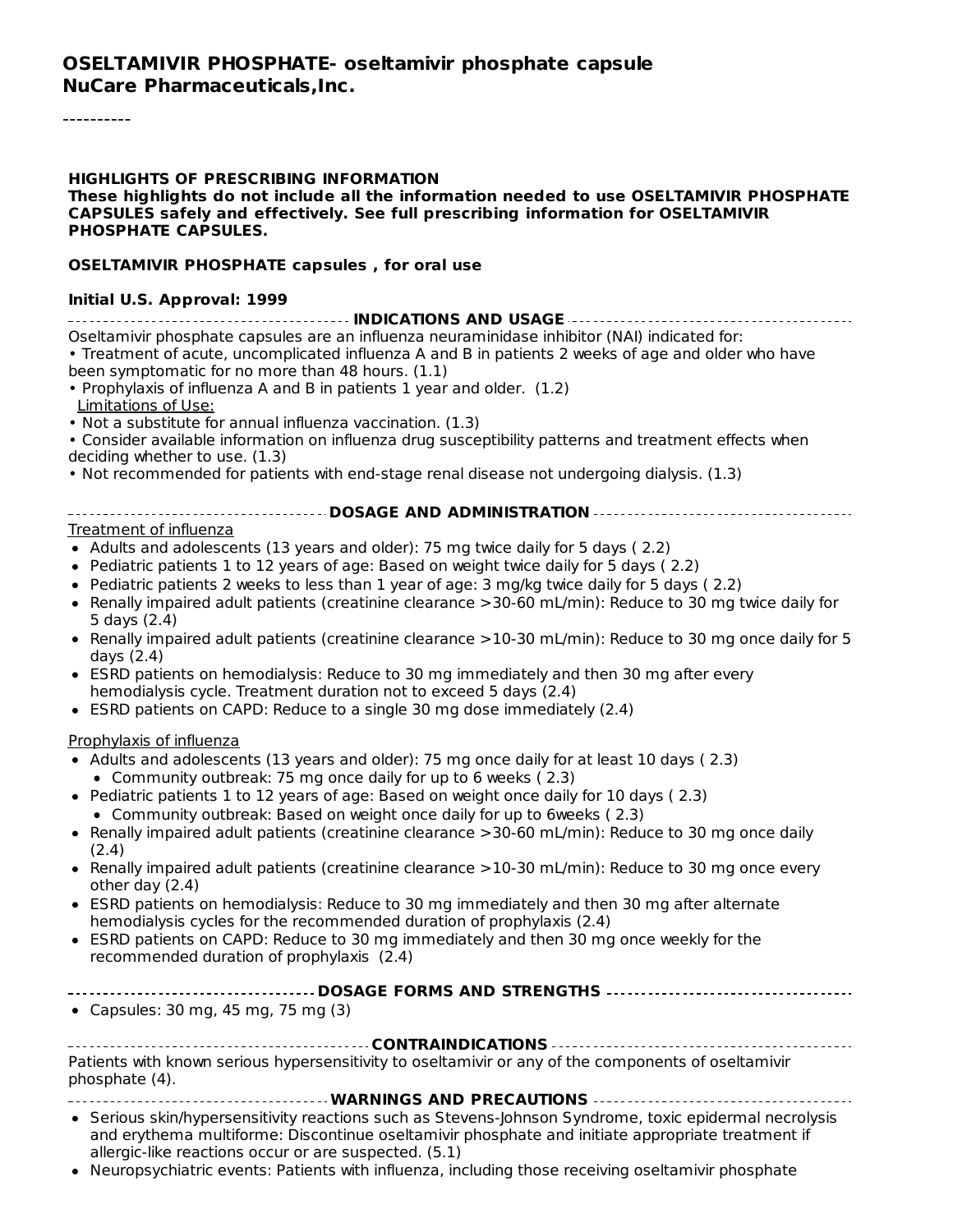# OSELTAMIVIR PHOSPHATE- oseltamivir phosphate capsule
## NuCare Pharmaceuticals,Inc.

----------

**HIGHLIGHTS OF PRESCRIBING INFORMATION**
**These highlights do not include all the information needed to use OSELTAMIVIR PHOSPHATE CAPSULES safely and effectively. See full prescribing information for OSELTAMIVIR PHOSPHATE CAPSULES.**

**OSELTAMIVIR PHOSPHATE capsules , for oral use**

**Initial U.S. Approval: 1999**

### INDICATIONS AND USAGE

Oseltamivir phosphate capsules are an influenza neuraminidase inhibitor (NAI) indicated for:

- Treatment of acute, uncomplicated influenza A and B in patients 2 weeks of age and older who have been symptomatic for no more than 48 hours. (1.1)
- Prophylaxis of influenza A and B in patients 1 year and older. (1.2)

Limitations of Use:

- Not a substitute for annual influenza vaccination. (1.3)
- Consider available information on influenza drug susceptibility patterns and treatment effects when deciding whether to use. (1.3)
- Not recommended for patients with end-stage renal disease not undergoing dialysis. (1.3)

### DOSAGE AND ADMINISTRATION

Treatment of influenza

- Adults and adolescents (13 years and older): 75 mg twice daily for 5 days ( 2.2)
- Pediatric patients 1 to 12 years of age: Based on weight twice daily for 5 days ( 2.2)
- Pediatric patients 2 weeks to less than 1 year of age: 3 mg/kg twice daily for 5 days ( 2.2)
- Renally impaired adult patients (creatinine clearance >30-60 mL/min): Reduce to 30 mg twice daily for 5 days (2.4)
- Renally impaired adult patients (creatinine clearance >10-30 mL/min): Reduce to 30 mg once daily for 5 days (2.4)
- ESRD patients on hemodialysis: Reduce to 30 mg immediately and then 30 mg after every hemodialysis cycle. Treatment duration not to exceed 5 days (2.4)
- ESRD patients on CAPD: Reduce to a single 30 mg dose immediately (2.4)

Prophylaxis of influenza

- Adults and adolescents (13 years and older): 75 mg once daily for at least 10 days ( 2.3)
  - Community outbreak: 75 mg once daily for up to 6 weeks ( 2.3)
- Pediatric patients 1 to 12 years of age: Based on weight once daily for 10 days ( 2.3)
  - Community outbreak: Based on weight once daily for up to 6weeks ( 2.3)
- Renally impaired adult patients (creatinine clearance >30-60 mL/min): Reduce to 30 mg once daily (2.4)
- Renally impaired adult patients (creatinine clearance >10-30 mL/min): Reduce to 30 mg once every other day (2.4)
- ESRD patients on hemodialysis: Reduce to 30 mg immediately and then 30 mg after alternate hemodialysis cycles for the recommended duration of prophylaxis (2.4)
- ESRD patients on CAPD: Reduce to 30 mg immediately and then 30 mg once weekly for the recommended duration of prophylaxis (2.4)

### DOSAGE FORMS AND STRENGTHS

- Capsules: 30 mg, 45 mg, 75 mg (3)

### CONTRAINDICATIONS

Patients with known serious hypersensitivity to oseltamivir or any of the components of oseltamivir phosphate (4).

### WARNINGS AND PRECAUTIONS

- Serious skin/hypersensitivity reactions such as Stevens-Johnson Syndrome, toxic epidermal necrolysis and erythema multiforme: Discontinue oseltamivir phosphate and initiate appropriate treatment if allergic-like reactions occur or are suspected. (5.1)
- Neuropsychiatric events: Patients with influenza, including those receiving oseltamivir phosphate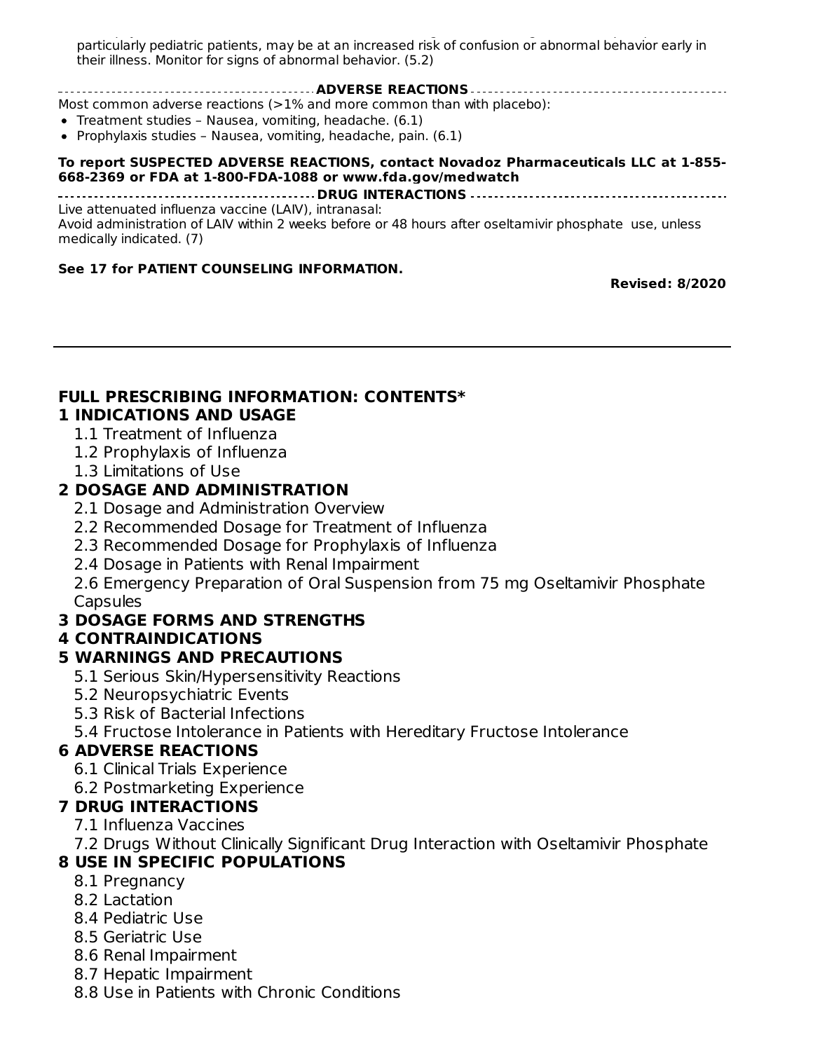particularly pediatric patients, may be at an increased risk of confusion or abnormal behavior early in their illness. Monitor for signs of abnormal behavior. (5.2)

**ADVERSE REACTIONS**

Most common adverse reactions (>1% and more common than with placebo):

- Treatment studies – Nausea, vomiting, headache. (6.1)
- Prophylaxis studies – Nausea, vomiting, headache, pain. (6.1)

**To report SUSPECTED ADVERSE REACTIONS, contact Novadoz Pharmaceuticals LLC at 1-855-668-2369 or FDA at 1-800-FDA-1088 or www.fda.gov/medwatch**

**DRUG INTERACTIONS**

Live attenuated influenza vaccine (LAIV), intranasal:
Avoid administration of LAIV within 2 weeks before or 48 hours after oseltamivir phosphate use, unless medically indicated. (7)

**See 17 for PATIENT COUNSELING INFORMATION.**

**Revised: 8/2020**

---

## FULL PRESCRIBING INFORMATION: CONTENTS*

### 1 INDICATIONS AND USAGE

- 1.1 Treatment of Influenza
- 1.2 Prophylaxis of Influenza
- 1.3 Limitations of Use

### 2 DOSAGE AND ADMINISTRATION

- 2.1 Dosage and Administration Overview
- 2.2 Recommended Dosage for Treatment of Influenza
- 2.3 Recommended Dosage for Prophylaxis of Influenza
- 2.4 Dosage in Patients with Renal Impairment
- 2.6 Emergency Preparation of Oral Suspension from 75 mg Oseltamivir Phosphate Capsules

### 3 DOSAGE FORMS AND STRENGTHS

### 4 CONTRAINDICATIONS

### 5 WARNINGS AND PRECAUTIONS

- 5.1 Serious Skin/Hypersensitivity Reactions
- 5.2 Neuropsychiatric Events
- 5.3 Risk of Bacterial Infections
- 5.4 Fructose Intolerance in Patients with Hereditary Fructose Intolerance

### 6 ADVERSE REACTIONS

- 6.1 Clinical Trials Experience
- 6.2 Postmarketing Experience

### 7 DRUG INTERACTIONS

- 7.1 Influenza Vaccines
- 7.2 Drugs Without Clinically Significant Drug Interaction with Oseltamivir Phosphate

### 8 USE IN SPECIFIC POPULATIONS

- 8.1 Pregnancy
- 8.2 Lactation
- 8.4 Pediatric Use
- 8.5 Geriatric Use
- 8.6 Renal Impairment
- 8.7 Hepatic Impairment
- 8.8 Use in Patients with Chronic Conditions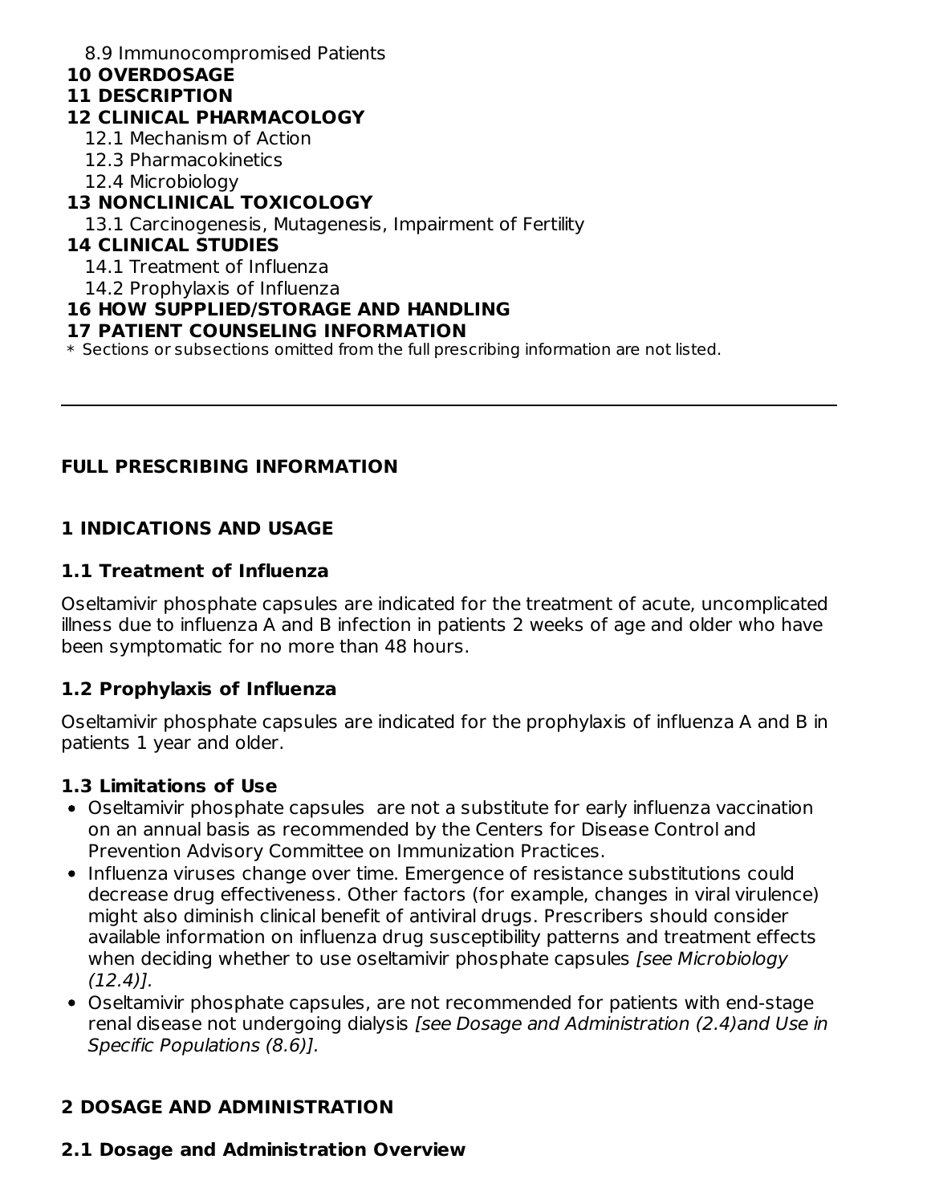8.9 Immunocompromised Patients

**10 OVERDOSAGE**

**11 DESCRIPTION**

**12 CLINICAL PHARMACOLOGY**

12.1 Mechanism of Action

12.3 Pharmacokinetics

12.4 Microbiology

**13 NONCLINICAL TOXICOLOGY**

13.1 Carcinogenesis, Mutagenesis, Impairment of Fertility

**14 CLINICAL STUDIES**

14.1 Treatment of Influenza

14.2 Prophylaxis of Influenza

**16 HOW SUPPLIED/STORAGE AND HANDLING**

**17 PATIENT COUNSELING INFORMATION**

* Sections or subsections omitted from the full prescribing information are not listed.

---

## FULL PRESCRIBING INFORMATION

## 1 INDICATIONS AND USAGE

### 1.1 Treatment of Influenza

Oseltamivir phosphate capsules are indicated for the treatment of acute, uncomplicated illness due to influenza A and B infection in patients 2 weeks of age and older who have been symptomatic for no more than 48 hours.

### 1.2 Prophylaxis of Influenza

Oseltamivir phosphate capsules are indicated for the prophylaxis of influenza A and B in patients 1 year and older.

### 1.3 Limitations of Use

- Oseltamivir phosphate capsules are not a substitute for early influenza vaccination on an annual basis as recommended by the Centers for Disease Control and Prevention Advisory Committee on Immunization Practices.
- Influenza viruses change over time. Emergence of resistance substitutions could decrease drug effectiveness. Other factors (for example, changes in viral virulence) might also diminish clinical benefit of antiviral drugs. Prescribers should consider available information on influenza drug susceptibility patterns and treatment effects when deciding whether to use oseltamivir phosphate capsules *[see Microbiology (12.4)]*.
- Oseltamivir phosphate capsules, are not recommended for patients with end-stage renal disease not undergoing dialysis *[see Dosage and Administration (2.4)and Use in Specific Populations (8.6)]*.

## 2 DOSAGE AND ADMINISTRATION

### 2.1 Dosage and Administration Overview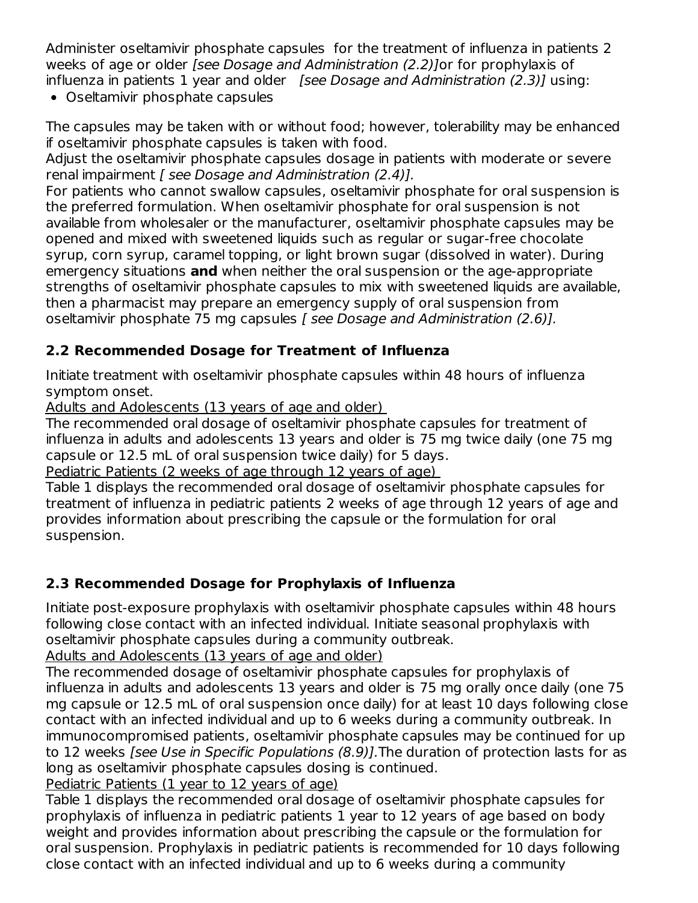Administer oseltamivir phosphate capsules for the treatment of influenza in patients 2 weeks of age or older *[see Dosage and Administration (2.2)]*or for prophylaxis of influenza in patients 1 year and older *[see Dosage and Administration (2.3)]* using:

- Oseltamivir phosphate capsules

The capsules may be taken with or without food; however, tolerability may be enhanced if oseltamivir phosphate capsules is taken with food.

Adjust the oseltamivir phosphate capsules dosage in patients with moderate or severe renal impairment *[ see Dosage and Administration (2.4)].*

For patients who cannot swallow capsules, oseltamivir phosphate for oral suspension is the preferred formulation. When oseltamivir phosphate for oral suspension is not available from wholesaler or the manufacturer, oseltamivir phosphate capsules may be opened and mixed with sweetened liquids such as regular or sugar-free chocolate syrup, corn syrup, caramel topping, or light brown sugar (dissolved in water). During emergency situations **and** when neither the oral suspension or the age-appropriate strengths of oseltamivir phosphate capsules to mix with sweetened liquids are available, then a pharmacist may prepare an emergency supply of oral suspension from oseltamivir phosphate 75 mg capsules *[ see Dosage and Administration (2.6)].*

## 2.2 Recommended Dosage for Treatment of Influenza

Initiate treatment with oseltamivir phosphate capsules within 48 hours of influenza symptom onset.

Adults and Adolescents (13 years of age and older)

The recommended oral dosage of oseltamivir phosphate capsules for treatment of influenza in adults and adolescents 13 years and older is 75 mg twice daily (one 75 mg capsule or 12.5 mL of oral suspension twice daily) for 5 days.

Pediatric Patients (2 weeks of age through 12 years of age)

Table 1 displays the recommended oral dosage of oseltamivir phosphate capsules for treatment of influenza in pediatric patients 2 weeks of age through 12 years of age and provides information about prescribing the capsule or the formulation for oral suspension.

## 2.3 Recommended Dosage for Prophylaxis of Influenza

Initiate post-exposure prophylaxis with oseltamivir phosphate capsules within 48 hours following close contact with an infected individual. Initiate seasonal prophylaxis with oseltamivir phosphate capsules during a community outbreak.

Adults and Adolescents (13 years of age and older)

The recommended dosage of oseltamivir phosphate capsules for prophylaxis of influenza in adults and adolescents 13 years and older is 75 mg orally once daily (one 75 mg capsule or 12.5 mL of oral suspension once daily) for at least 10 days following close contact with an infected individual and up to 6 weeks during a community outbreak. In immunocompromised patients, oseltamivir phosphate capsules may be continued for up to 12 weeks *[see Use in Specific Populations (8.9)].*The duration of protection lasts for as long as oseltamivir phosphate capsules dosing is continued.

Pediatric Patients (1 year to 12 years of age)

Table 1 displays the recommended oral dosage of oseltamivir phosphate capsules for prophylaxis of influenza in pediatric patients 1 year to 12 years of age based on body weight and provides information about prescribing the capsule or the formulation for oral suspension. Prophylaxis in pediatric patients is recommended for 10 days following close contact with an infected individual and up to 6 weeks during a community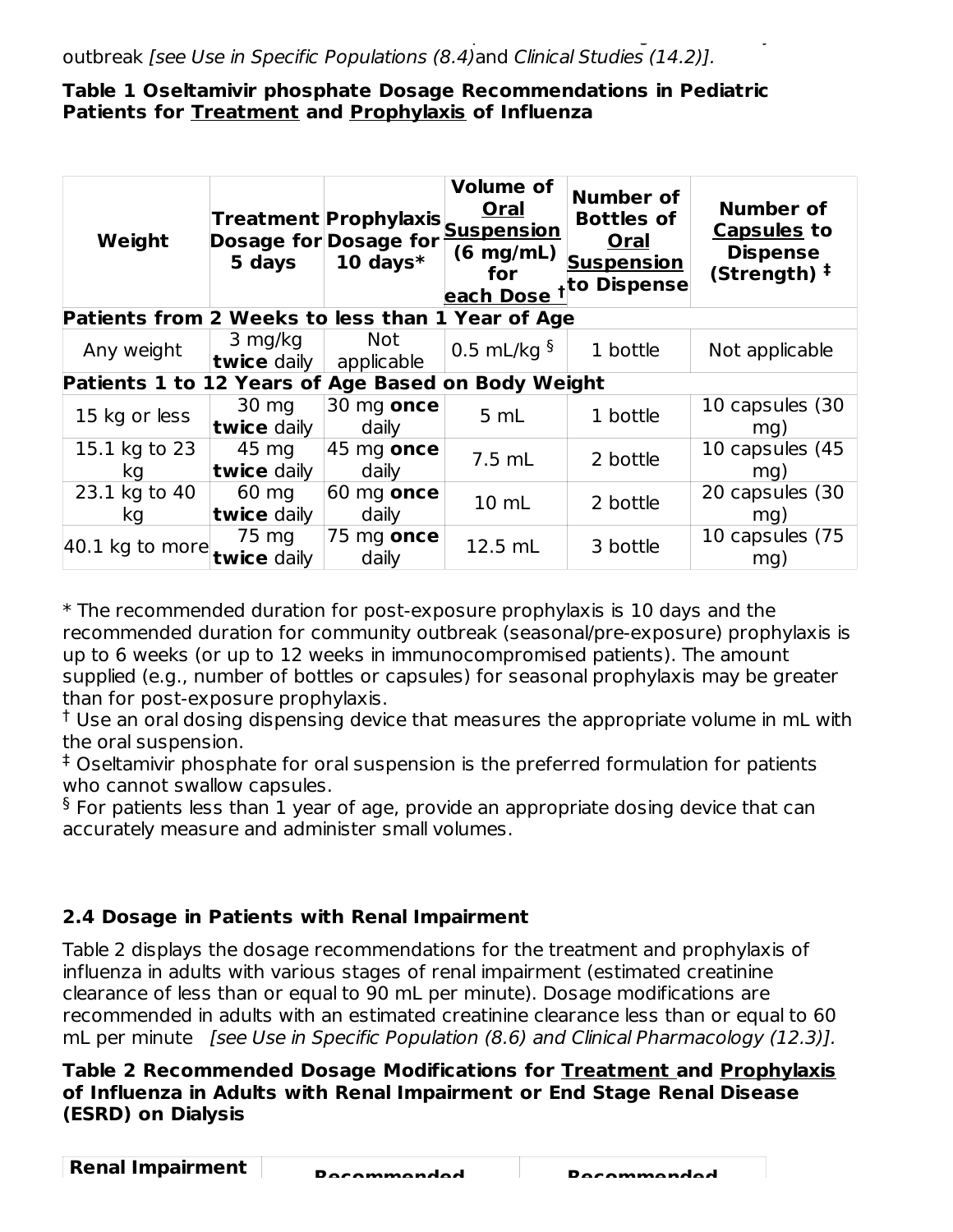outbreak *[see Use in Specific Populations (8.4)* and *Clinical Studies (14.2)]*.

**Table 1 Oseltamivir phosphate Dosage Recommendations in Pediatric Patients for Treatment and Prophylaxis of Influenza**

| Weight | Treatment Dosage for 5 days | Prophylaxis Dosage for 10 days* | Volume of Oral Suspension (6 mg/mL) for each Dose † | Number of Bottles of Oral Suspension to Dispense | Number of Capsules to Dispense (Strength) ‡ |
|---|---|---|---|---|---|
| **Patients from 2 Weeks to less than 1 Year of Age** | | | | | |
| Any weight | 3 mg/kg **twice** daily | Not applicable | 0.5 mL/kg § | 1 bottle | Not applicable |
| **Patients 1 to 12 Years of Age Based on Body Weight** | | | | | |
| 15 kg or less | 30 mg **twice** daily | 30 mg **once** daily | 5 mL | 1 bottle | 10 capsules (30 mg) |
| 15.1 kg to 23 kg | 45 mg **twice** daily | 45 mg **once** daily | 7.5 mL | 2 bottle | 10 capsules (45 mg) |
| 23.1 kg to 40 kg | 60 mg **twice** daily | 60 mg **once** daily | 10 mL | 2 bottle | 20 capsules (30 mg) |
| 40.1 kg to more | 75 mg **twice** daily | 75 mg **once** daily | 12.5 mL | 3 bottle | 10 capsules (75 mg) |

\* The recommended duration for post-exposure prophylaxis is 10 days and the recommended duration for community outbreak (seasonal/pre-exposure) prophylaxis is up to 6 weeks (or up to 12 weeks in immunocompromised patients). The amount supplied (e.g., number of bottles or capsules) for seasonal prophylaxis may be greater than for post-exposure prophylaxis.

† Use an oral dosing dispensing device that measures the appropriate volume in mL with the oral suspension.

‡ Oseltamivir phosphate for oral suspension is the preferred formulation for patients who cannot swallow capsules.

§ For patients less than 1 year of age, provide an appropriate dosing device that can accurately measure and administer small volumes.

### 2.4 Dosage in Patients with Renal Impairment

Table 2 displays the dosage recommendations for the treatment and prophylaxis of influenza in adults with various stages of renal impairment (estimated creatinine clearance of less than or equal to 90 mL per minute). Dosage modifications are recommended in adults with an estimated creatinine clearance less than or equal to 60 mL per minute *[see Use in Specific Population (8.6) and Clinical Pharmacology (12.3)]*.

**Table 2 Recommended Dosage Modifications for Treatment and Prophylaxis of Influenza in Adults with Renal Impairment or End Stage Renal Disease (ESRD) on Dialysis**

| Renal Impairment | Recommended | Recommended |
|---|---|---|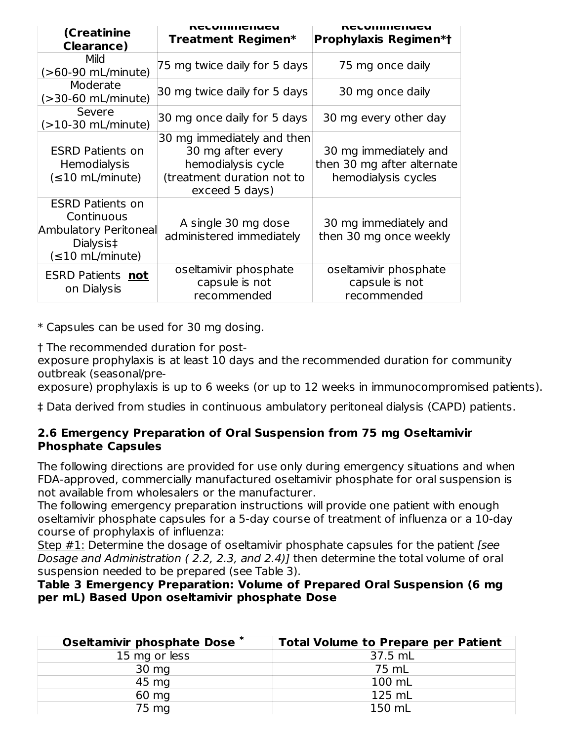| Renal Impairment (Creatinine Clearance) | Recommended Treatment Regimen* | Recommended Prophylaxis Regimen*† |
| --- | --- | --- |
| Mild (>60-90 mL/minute) | 75 mg twice daily for 5 days | 75 mg once daily |
| Moderate (>30-60 mL/minute) | 30 mg twice daily for 5 days | 30 mg once daily |
| Severe (>10-30 mL/minute) | 30 mg once daily for 5 days | 30 mg every other day |
| ESRD Patients on Hemodialysis (≤10 mL/minute) | 30 mg immediately and then 30 mg after every hemodialysis cycle (treatment duration not to exceed 5 days) | 30 mg immediately and then 30 mg after alternate hemodialysis cycles |
| ESRD Patients on Continuous Ambulatory Peritoneal Dialysis‡ (≤10 mL/minute) | A single 30 mg dose administered immediately | 30 mg immediately and then 30 mg once weekly |
| ESRD Patients **not** on Dialysis | oseltamivir phosphate capsule is not recommended | oseltamivir phosphate capsule is not recommended |

* Capsules can be used for 30 mg dosing.

† The recommended duration for post-exposure prophylaxis is at least 10 days and the recommended duration for community outbreak (seasonal/pre-exposure) prophylaxis is up to 6 weeks (or up to 12 weeks in immunocompromised patients).

‡ Data derived from studies in continuous ambulatory peritoneal dialysis (CAPD) patients.

### 2.6 Emergency Preparation of Oral Suspension from 75 mg Oseltamivir Phosphate Capsules

The following directions are provided for use only during emergency situations and when FDA-approved, commercially manufactured oseltamivir phosphate for oral suspension is not available from wholesalers or the manufacturer.

The following emergency preparation instructions will provide one patient with enough oseltamivir phosphate capsules for a 5-day course of treatment of influenza or a 10-day course of prophylaxis of influenza:

Step #1: Determine the dosage of oseltamivir phosphate capsules for the patient *[see Dosage and Administration ( 2.2, 2.3, and 2.4)]* then determine the total volume of oral suspension needed to be prepared (see Table 3).

**Table 3 Emergency Preparation: Volume of Prepared Oral Suspension (6 mg per mL) Based Upon oseltamivir phosphate Dose**

| Oseltamivir phosphate Dose * | Total Volume to Prepare per Patient |
| --- | --- |
| 15 mg or less | 37.5 mL |
| 30 mg | 75 mL |
| 45 mg | 100 mL |
| 60 mg | 125 mL |
| 75 mg | 150 mL |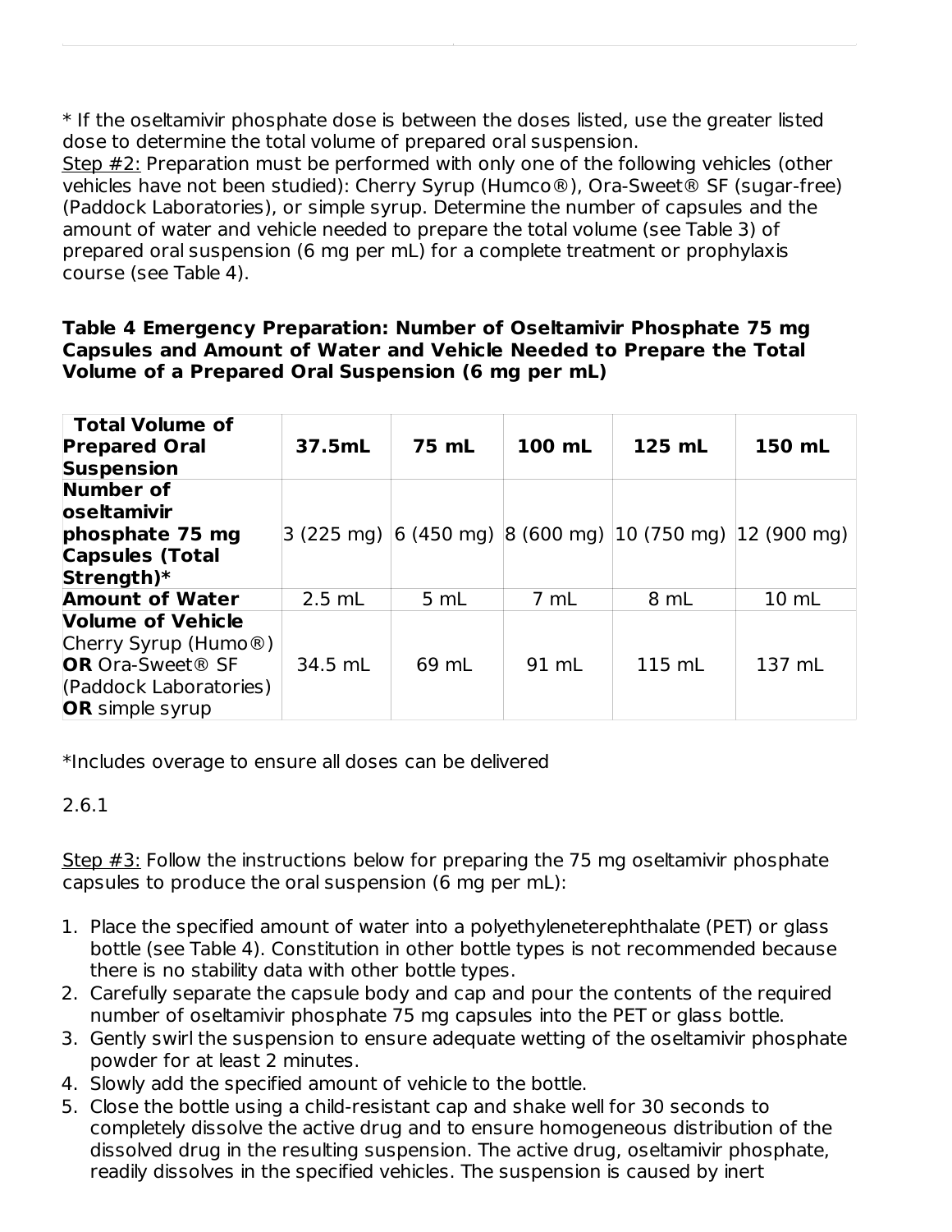* If the oseltamivir phosphate dose is between the doses listed, use the greater listed dose to determine the total volume of prepared oral suspension.

Step #2: Preparation must be performed with only one of the following vehicles (other vehicles have not been studied): Cherry Syrup (Humco®), Ora-Sweet® SF (sugar-free) (Paddock Laboratories), or simple syrup. Determine the number of capsules and the amount of water and vehicle needed to prepare the total volume (see Table 3) of prepared oral suspension (6 mg per mL) for a complete treatment or prophylaxis course (see Table 4).

**Table 4 Emergency Preparation: Number of Oseltamivir Phosphate 75 mg Capsules and Amount of Water and Vehicle Needed to Prepare the Total Volume of a Prepared Oral Suspension (6 mg per mL)**

| **Total Volume of Prepared Oral Suspension** | **37.5mL** | **75 mL** | **100 mL** | **125 mL** | **150 mL** |
|---|---|---|---|---|---|
| **Number of oseltamivir phosphate 75 mg Capsules (Total Strength)*** | 3 (225 mg) | 6 (450 mg) | 8 (600 mg) | 10 (750 mg) | 12 (900 mg) |
| **Amount of Water** | 2.5 mL | 5 mL | 7 mL | 8 mL | 10 mL |
| **Volume of Vehicle** Cherry Syrup (Humo®) **OR** Ora-Sweet® SF (Paddock Laboratories) **OR** simple syrup | 34.5 mL | 69 mL | 91 mL | 115 mL | 137 mL |

*Includes overage to ensure all doses can be delivered

2.6.1

Step #3: Follow the instructions below for preparing the 75 mg oseltamivir phosphate capsules to produce the oral suspension (6 mg per mL):

1. Place the specified amount of water into a polyethyleneterephthalate (PET) or glass bottle (see Table 4). Constitution in other bottle types is not recommended because there is no stability data with other bottle types.
2. Carefully separate the capsule body and cap and pour the contents of the required number of oseltamivir phosphate 75 mg capsules into the PET or glass bottle.
3. Gently swirl the suspension to ensure adequate wetting of the oseltamivir phosphate powder for at least 2 minutes.
4. Slowly add the specified amount of vehicle to the bottle.
5. Close the bottle using a child-resistant cap and shake well for 30 seconds to completely dissolve the active drug and to ensure homogeneous distribution of the dissolved drug in the resulting suspension. The active drug, oseltamivir phosphate, readily dissolves in the specified vehicles. The suspension is caused by inert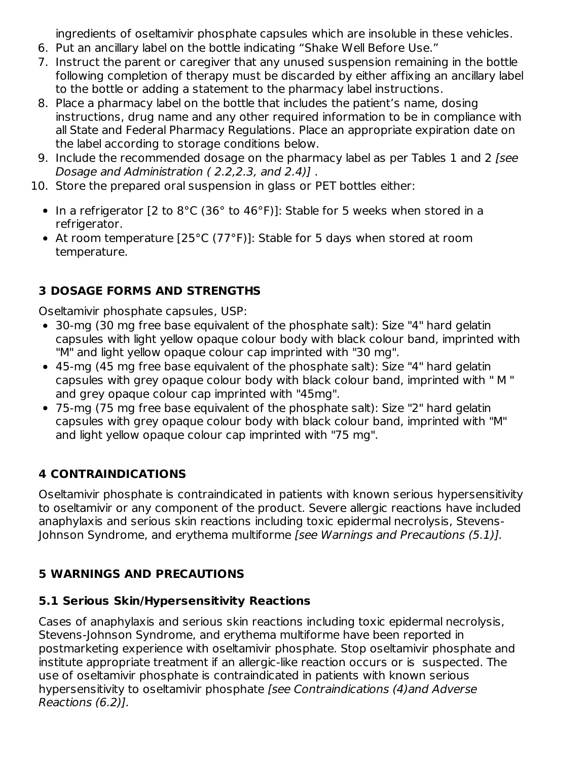ingredients of oseltamivir phosphate capsules which are insoluble in these vehicles.

6. Put an ancillary label on the bottle indicating “Shake Well Before Use.”
7. Instruct the parent or caregiver that any unused suspension remaining in the bottle following completion of therapy must be discarded by either affixing an ancillary label to the bottle or adding a statement to the pharmacy label instructions.
8. Place a pharmacy label on the bottle that includes the patient’s name, dosing instructions, drug name and any other required information to be in compliance with all State and Federal Pharmacy Regulations. Place an appropriate expiration date on the label according to storage conditions below.
9. Include the recommended dosage on the pharmacy label as per Tables 1 and 2 *[see Dosage and Administration ( 2.2,2.3, and 2.4)]* .
10. Store the prepared oral suspension in glass or PET bottles either:
    - In a refrigerator [2 to 8°C (36° to 46°F)]: Stable for 5 weeks when stored in a refrigerator.
    - At room temperature [25°C (77°F)]: Stable for 5 days when stored at room temperature.

## 3 DOSAGE FORMS AND STRENGTHS

Oseltamivir phosphate capsules, USP:

- 30-mg (30 mg free base equivalent of the phosphate salt): Size "4" hard gelatin capsules with light yellow opaque colour body with black colour band, imprinted with "M" and light yellow opaque colour cap imprinted with "30 mg".
- 45-mg (45 mg free base equivalent of the phosphate salt): Size "4" hard gelatin capsules with grey opaque colour body with black colour band, imprinted with " M " and grey opaque colour cap imprinted with "45mg".
- 75-mg (75 mg free base equivalent of the phosphate salt): Size "2" hard gelatin capsules with grey opaque colour body with black colour band, imprinted with "M" and light yellow opaque colour cap imprinted with "75 mg".

## 4 CONTRAINDICATIONS

Oseltamivir phosphate is contraindicated in patients with known serious hypersensitivity to oseltamivir or any component of the product. Severe allergic reactions have included anaphylaxis and serious skin reactions including toxic epidermal necrolysis, Stevens-Johnson Syndrome, and erythema multiforme *[see Warnings and Precautions (5.1)].*

## 5 WARNINGS AND PRECAUTIONS

### 5.1 Serious Skin/Hypersensitivity Reactions

Cases of anaphylaxis and serious skin reactions including toxic epidermal necrolysis, Stevens-Johnson Syndrome, and erythema multiforme have been reported in postmarketing experience with oseltamivir phosphate. Stop oseltamivir phosphate and institute appropriate treatment if an allergic-like reaction occurs or is suspected. The use of oseltamivir phosphate is contraindicated in patients with known serious hypersensitivity to oseltamivir phosphate *[see Contraindications (4)and Adverse Reactions (6.2)].*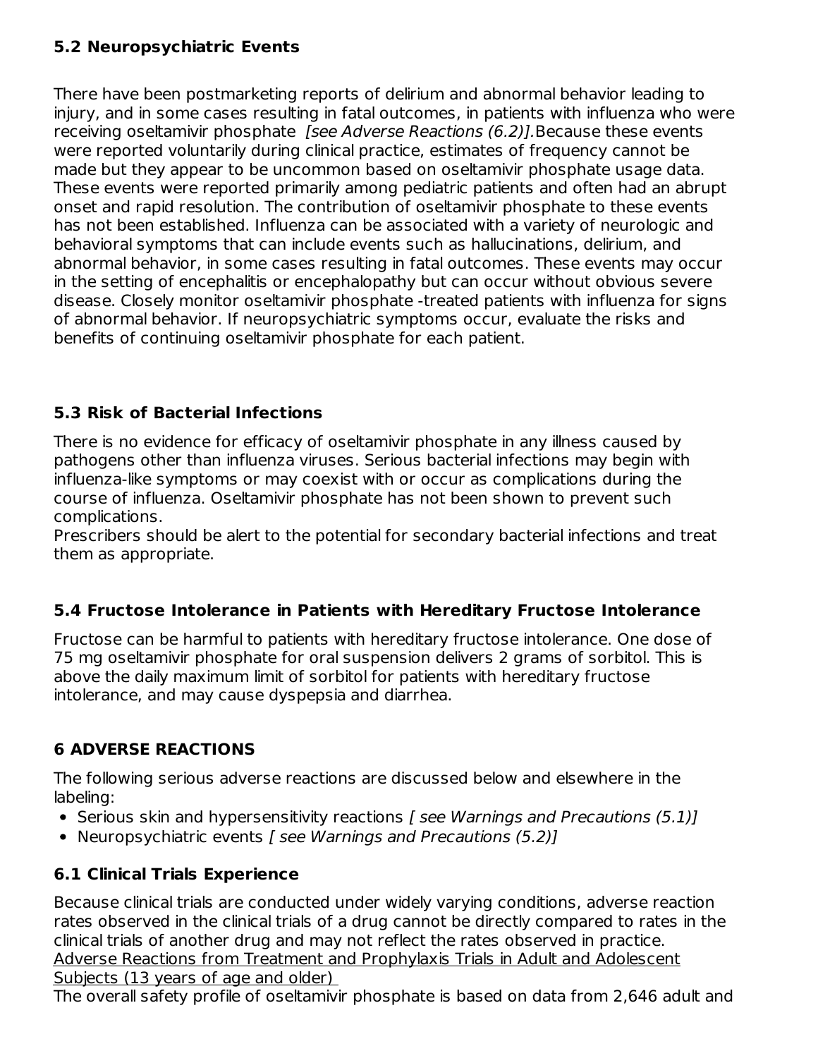### 5.2 Neuropsychiatric Events

There have been postmarketing reports of delirium and abnormal behavior leading to injury, and in some cases resulting in fatal outcomes, in patients with influenza who were receiving oseltamivir phosphate *[see Adverse Reactions (6.2)].* Because these events were reported voluntarily during clinical practice, estimates of frequency cannot be made but they appear to be uncommon based on oseltamivir phosphate usage data. These events were reported primarily among pediatric patients and often had an abrupt onset and rapid resolution. The contribution of oseltamivir phosphate to these events has not been established. Influenza can be associated with a variety of neurologic and behavioral symptoms that can include events such as hallucinations, delirium, and abnormal behavior, in some cases resulting in fatal outcomes. These events may occur in the setting of encephalitis or encephalopathy but can occur without obvious severe disease. Closely monitor oseltamivir phosphate -treated patients with influenza for signs of abnormal behavior. If neuropsychiatric symptoms occur, evaluate the risks and benefits of continuing oseltamivir phosphate for each patient.

### 5.3 Risk of Bacterial Infections

There is no evidence for efficacy of oseltamivir phosphate in any illness caused by pathogens other than influenza viruses. Serious bacterial infections may begin with influenza-like symptoms or may coexist with or occur as complications during the course of influenza. Oseltamivir phosphate has not been shown to prevent such complications.
Prescribers should be alert to the potential for secondary bacterial infections and treat them as appropriate.

### 5.4 Fructose Intolerance in Patients with Hereditary Fructose Intolerance

Fructose can be harmful to patients with hereditary fructose intolerance. One dose of 75 mg oseltamivir phosphate for oral suspension delivers 2 grams of sorbitol. This is above the daily maximum limit of sorbitol for patients with hereditary fructose intolerance, and may cause dyspepsia and diarrhea.

## 6 ADVERSE REACTIONS

The following serious adverse reactions are discussed below and elsewhere in the labeling:

- Serious skin and hypersensitivity reactions *[ see Warnings and Precautions (5.1)]*
- Neuropsychiatric events *[ see Warnings and Precautions (5.2)]*

### 6.1 Clinical Trials Experience

Because clinical trials are conducted under widely varying conditions, adverse reaction rates observed in the clinical trials of a drug cannot be directly compared to rates in the clinical trials of another drug and may not reflect the rates observed in practice.
Adverse Reactions from Treatment and Prophylaxis Trials in Adult and Adolescent Subjects (13 years of age and older)
The overall safety profile of oseltamivir phosphate is based on data from 2,646 adult and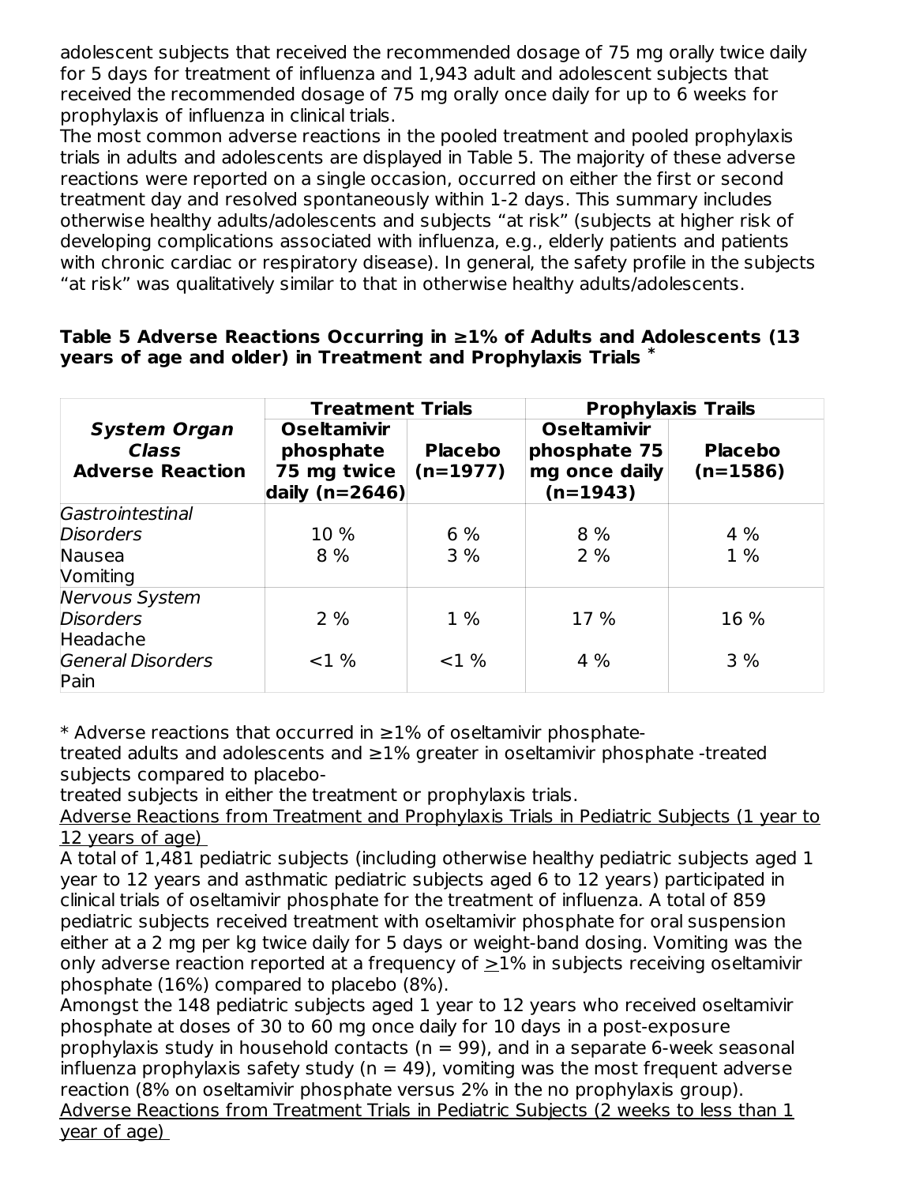adolescent subjects that received the recommended dosage of 75 mg orally twice daily for 5 days for treatment of influenza and 1,943 adult and adolescent subjects that received the recommended dosage of 75 mg orally once daily for up to 6 weeks for prophylaxis of influenza in clinical trials.

The most common adverse reactions in the pooled treatment and pooled prophylaxis trials in adults and adolescents are displayed in Table 5. The majority of these adverse reactions were reported on a single occasion, occurred on either the first or second treatment day and resolved spontaneously within 1-2 days. This summary includes otherwise healthy adults/adolescents and subjects "at risk" (subjects at higher risk of developing complications associated with influenza, e.g., elderly patients and patients with chronic cardiac or respiratory disease). In general, the safety profile in the subjects "at risk" was qualitatively similar to that in otherwise healthy adults/adolescents.

**Table 5 Adverse Reactions Occurring in ≥1% of Adults and Adolescents (13 years of age and older) in Treatment and Prophylaxis Trials \***

| ***System Organ Class*** **Adverse Reaction** | **Treatment Trials** | | **Prophylaxis Trails** | |
|---|---|---|---|---|
| | **Oseltamivir phosphate 75 mg twice daily (n=2646)** | **Placebo (n=1977)** | **Oseltamivir phosphate 75 mg once daily (n=1943)** | **Placebo (n=1586)** |
| *Gastrointestinal Disorders* | | | | |
| Nausea | 10 % | 6 % | 8 % | 4 % |
| Vomiting | 8 % | 3 % | 2 % | 1 % |
| *Nervous System Disorders* | | | | |
| Headache | 2 % | 1 % | 17 % | 16 % |
| *General Disorders* | | | | |
| Pain | <1 % | <1 % | 4 % | 3 % |

\* Adverse reactions that occurred in ≥1% of oseltamivir phosphate-treated adults and adolescents and ≥1% greater in oseltamivir phosphate -treated subjects compared to placebo-treated subjects in either the treatment or prophylaxis trials.

Adverse Reactions from Treatment and Prophylaxis Trials in Pediatric Subjects (1 year to 12 years of age)

A total of 1,481 pediatric subjects (including otherwise healthy pediatric subjects aged 1 year to 12 years and asthmatic pediatric subjects aged 6 to 12 years) participated in clinical trials of oseltamivir phosphate for the treatment of influenza. A total of 859 pediatric subjects received treatment with oseltamivir phosphate for oral suspension either at a 2 mg per kg twice daily for 5 days or weight-band dosing. Vomiting was the only adverse reaction reported at a frequency of ≥1% in subjects receiving oseltamivir phosphate (16%) compared to placebo (8%).

Amongst the 148 pediatric subjects aged 1 year to 12 years who received oseltamivir phosphate at doses of 30 to 60 mg once daily for 10 days in a post-exposure prophylaxis study in household contacts (n = 99), and in a separate 6-week seasonal influenza prophylaxis safety study (n = 49), vomiting was the most frequent adverse reaction (8% on oseltamivir phosphate versus 2% in the no prophylaxis group).

Adverse Reactions from Treatment Trials in Pediatric Subjects (2 weeks to less than 1 year of age)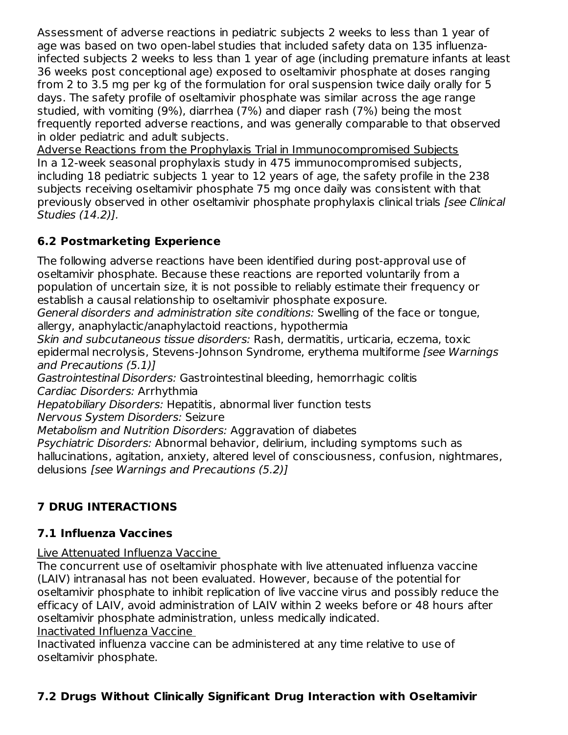Assessment of adverse reactions in pediatric subjects 2 weeks to less than 1 year of age was based on two open-label studies that included safety data on 135 influenza-infected subjects 2 weeks to less than 1 year of age (including premature infants at least 36 weeks post conceptional age) exposed to oseltamivir phosphate at doses ranging from 2 to 3.5 mg per kg of the formulation for oral suspension twice daily orally for 5 days. The safety profile of oseltamivir phosphate was similar across the age range studied, with vomiting (9%), diarrhea (7%) and diaper rash (7%) being the most frequently reported adverse reactions, and was generally comparable to that observed in older pediatric and adult subjects.

Adverse Reactions from the Prophylaxis Trial in Immunocompromised Subjects

In a 12-week seasonal prophylaxis study in 475 immunocompromised subjects, including 18 pediatric subjects 1 year to 12 years of age, the safety profile in the 238 subjects receiving oseltamivir phosphate 75 mg once daily was consistent with that previously observed in other oseltamivir phosphate prophylaxis clinical trials *[see Clinical Studies (14.2)]*.

### 6.2 Postmarketing Experience

The following adverse reactions have been identified during post-approval use of oseltamivir phosphate. Because these reactions are reported voluntarily from a population of uncertain size, it is not possible to reliably estimate their frequency or establish a causal relationship to oseltamivir phosphate exposure.

*General disorders and administration site conditions:* Swelling of the face or tongue, allergy, anaphylactic/anaphylactoid reactions, hypothermia

*Skin and subcutaneous tissue disorders:* Rash, dermatitis, urticaria, eczema, toxic epidermal necrolysis, Stevens-Johnson Syndrome, erythema multiforme *[see Warnings and Precautions (5.1)]*

*Gastrointestinal Disorders:* Gastrointestinal bleeding, hemorrhagic colitis

*Cardiac Disorders:* Arrhythmia

*Hepatobiliary Disorders:* Hepatitis, abnormal liver function tests

*Nervous System Disorders:* Seizure

*Metabolism and Nutrition Disorders:* Aggravation of diabetes

*Psychiatric Disorders:* Abnormal behavior, delirium, including symptoms such as hallucinations, agitation, anxiety, altered level of consciousness, confusion, nightmares, delusions *[see Warnings and Precautions (5.2)]*

## 7 DRUG INTERACTIONS

### 7.1 Influenza Vaccines

Live Attenuated Influenza Vaccine

The concurrent use of oseltamivir phosphate with live attenuated influenza vaccine (LAIV) intranasal has not been evaluated. However, because of the potential for oseltamivir phosphate to inhibit replication of live vaccine virus and possibly reduce the efficacy of LAIV, avoid administration of LAIV within 2 weeks before or 48 hours after oseltamivir phosphate administration, unless medically indicated.

Inactivated Influenza Vaccine

Inactivated influenza vaccine can be administered at any time relative to use of oseltamivir phosphate.

### 7.2 Drugs Without Clinically Significant Drug Interaction with Oseltamivir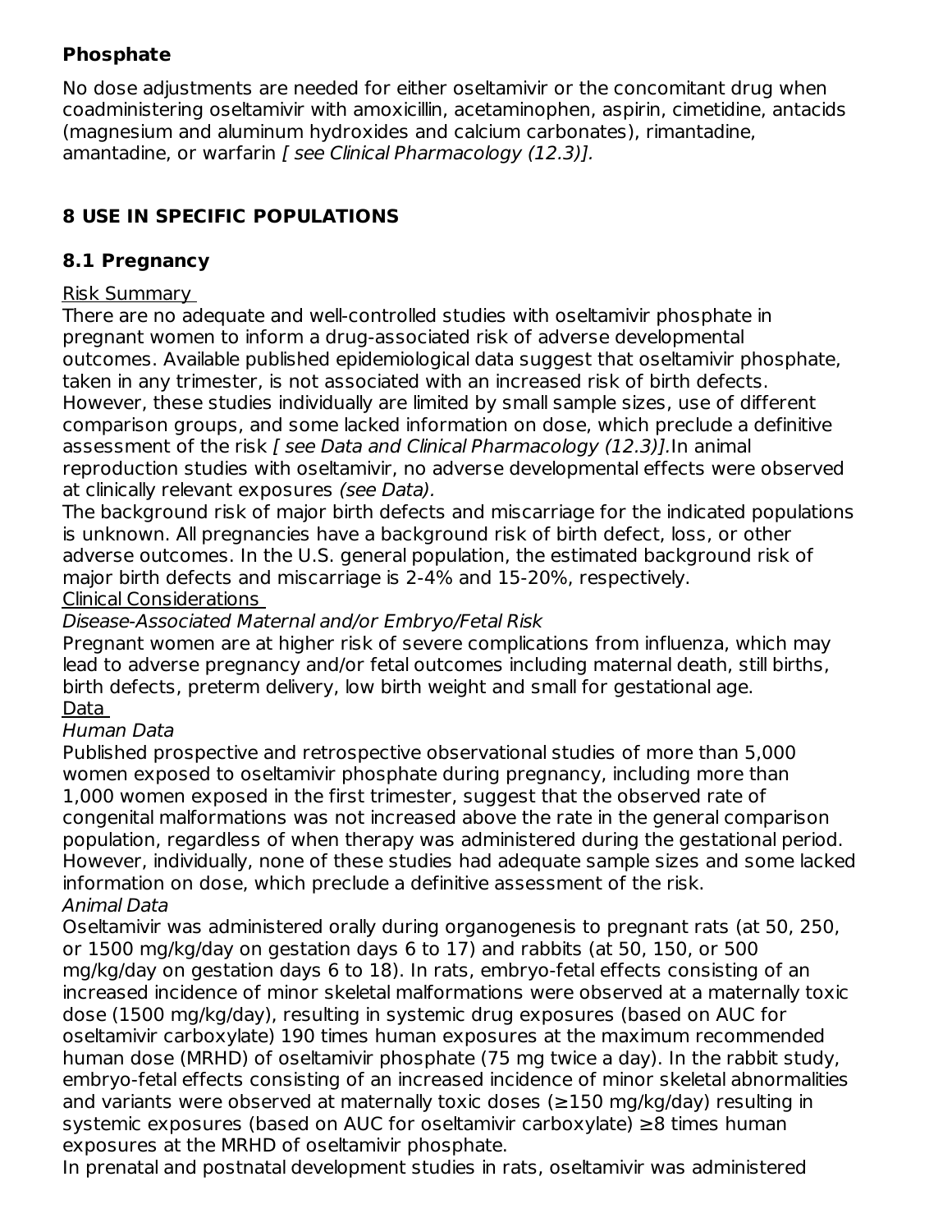**Phosphate**

No dose adjustments are needed for either oseltamivir or the concomitant drug when coadministering oseltamivir with amoxicillin, acetaminophen, aspirin, cimetidine, antacids (magnesium and aluminum hydroxides and calcium carbonates), rimantadine, amantadine, or warfarin *[ see Clinical Pharmacology (12.3)].*

## 8 USE IN SPECIFIC POPULATIONS

### 8.1 Pregnancy

Risk Summary

There are no adequate and well-controlled studies with oseltamivir phosphate in pregnant women to inform a drug-associated risk of adverse developmental outcomes. Available published epidemiological data suggest that oseltamivir phosphate, taken in any trimester, is not associated with an increased risk of birth defects. However, these studies individually are limited by small sample sizes, use of different comparison groups, and some lacked information on dose, which preclude a definitive assessment of the risk *[ see Data and Clinical Pharmacology (12.3)].*In animal reproduction studies with oseltamivir, no adverse developmental effects were observed at clinically relevant exposures *(see Data).*

The background risk of major birth defects and miscarriage for the indicated populations is unknown. All pregnancies have a background risk of birth defect, loss, or other adverse outcomes. In the U.S. general population, the estimated background risk of major birth defects and miscarriage is 2-4% and 15-20%, respectively.

Clinical Considerations

*Disease-Associated Maternal and/or Embryo/Fetal Risk*

Pregnant women are at higher risk of severe complications from influenza, which may lead to adverse pregnancy and/or fetal outcomes including maternal death, still births, birth defects, preterm delivery, low birth weight and small for gestational age.

Data

*Human Data*

Published prospective and retrospective observational studies of more than 5,000 women exposed to oseltamivir phosphate during pregnancy, including more than 1,000 women exposed in the first trimester, suggest that the observed rate of congenital malformations was not increased above the rate in the general comparison population, regardless of when therapy was administered during the gestational period. However, individually, none of these studies had adequate sample sizes and some lacked information on dose, which preclude a definitive assessment of the risk.

*Animal Data*

Oseltamivir was administered orally during organogenesis to pregnant rats (at 50, 250, or 1500 mg/kg/day on gestation days 6 to 17) and rabbits (at 50, 150, or 500 mg/kg/day on gestation days 6 to 18). In rats, embryo-fetal effects consisting of an increased incidence of minor skeletal malformations were observed at a maternally toxic dose (1500 mg/kg/day), resulting in systemic drug exposures (based on AUC for oseltamivir carboxylate) 190 times human exposures at the maximum recommended human dose (MRHD) of oseltamivir phosphate (75 mg twice a day). In the rabbit study, embryo-fetal effects consisting of an increased incidence of minor skeletal abnormalities and variants were observed at maternally toxic doses (≥150 mg/kg/day) resulting in systemic exposures (based on AUC for oseltamivir carboxylate) ≥8 times human exposures at the MRHD of oseltamivir phosphate.

In prenatal and postnatal development studies in rats, oseltamivir was administered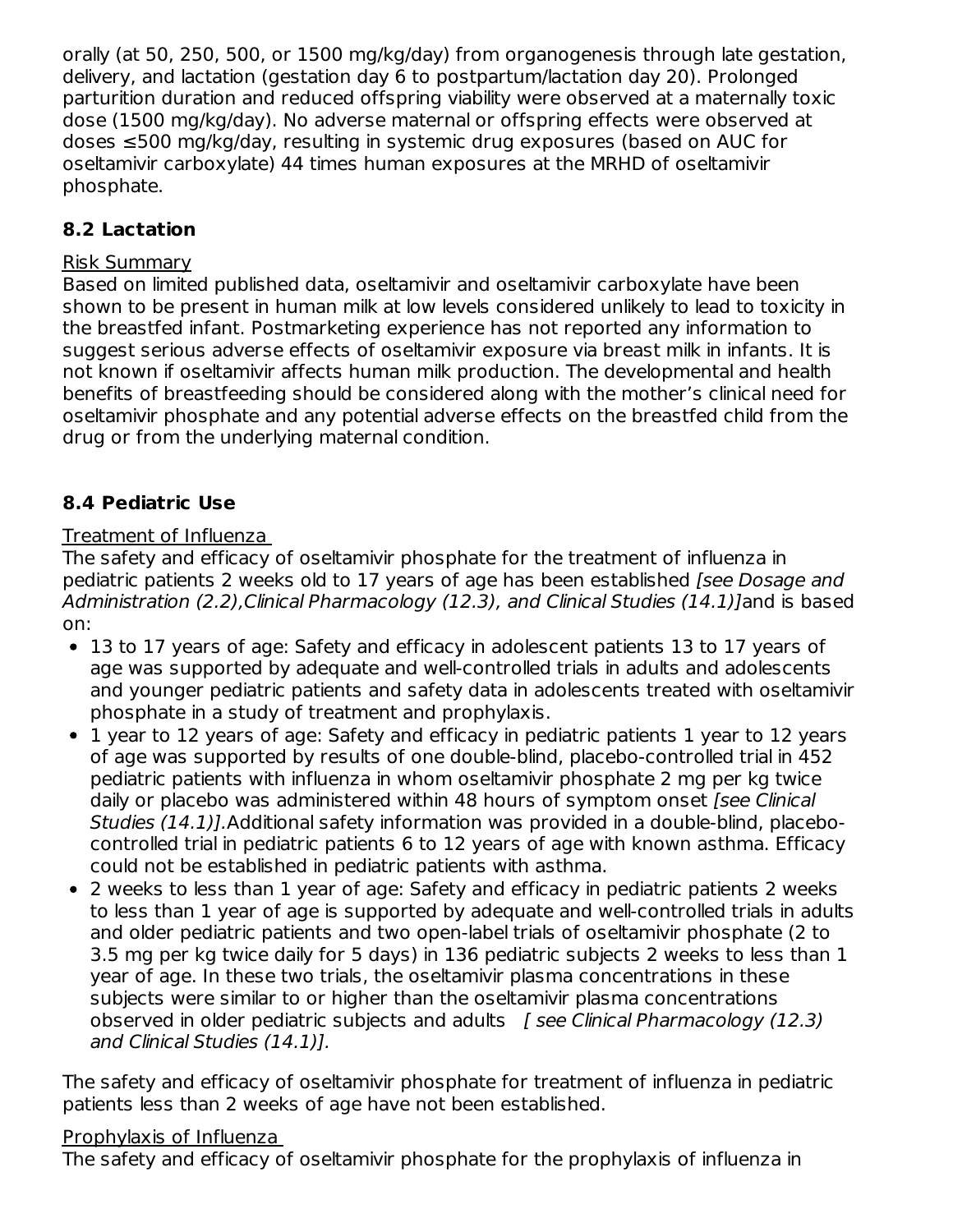orally (at 50, 250, 500, or 1500 mg/kg/day) from organogenesis through late gestation, delivery, and lactation (gestation day 6 to postpartum/lactation day 20). Prolonged parturition duration and reduced offspring viability were observed at a maternally toxic dose (1500 mg/kg/day). No adverse maternal or offspring effects were observed at doses ≤500 mg/kg/day, resulting in systemic drug exposures (based on AUC for oseltamivir carboxylate) 44 times human exposures at the MRHD of oseltamivir phosphate.

### 8.2 Lactation

Risk Summary

Based on limited published data, oseltamivir and oseltamivir carboxylate have been shown to be present in human milk at low levels considered unlikely to lead to toxicity in the breastfed infant. Postmarketing experience has not reported any information to suggest serious adverse effects of oseltamivir exposure via breast milk in infants. It is not known if oseltamivir affects human milk production. The developmental and health benefits of breastfeeding should be considered along with the mother's clinical need for oseltamivir phosphate and any potential adverse effects on the breastfed child from the drug or from the underlying maternal condition.

### 8.4 Pediatric Use

Treatment of Influenza

The safety and efficacy of oseltamivir phosphate for the treatment of influenza in pediatric patients 2 weeks old to 17 years of age has been established *[see Dosage and Administration (2.2),Clinical Pharmacology (12.3), and Clinical Studies (14.1)]* and is based on:

- 13 to 17 years of age: Safety and efficacy in adolescent patients 13 to 17 years of age was supported by adequate and well-controlled trials in adults and adolescents and younger pediatric patients and safety data in adolescents treated with oseltamivir phosphate in a study of treatment and prophylaxis.
- 1 year to 12 years of age: Safety and efficacy in pediatric patients 1 year to 12 years of age was supported by results of one double-blind, placebo-controlled trial in 452 pediatric patients with influenza in whom oseltamivir phosphate 2 mg per kg twice daily or placebo was administered within 48 hours of symptom onset *[see Clinical Studies (14.1)]*. Additional safety information was provided in a double-blind, placebo-controlled trial in pediatric patients 6 to 12 years of age with known asthma. Efficacy could not be established in pediatric patients with asthma.
- 2 weeks to less than 1 year of age: Safety and efficacy in pediatric patients 2 weeks to less than 1 year of age is supported by adequate and well-controlled trials in adults and older pediatric patients and two open-label trials of oseltamivir phosphate (2 to 3.5 mg per kg twice daily for 5 days) in 136 pediatric subjects 2 weeks to less than 1 year of age. In these two trials, the oseltamivir plasma concentrations in these subjects were similar to or higher than the oseltamivir plasma concentrations observed in older pediatric subjects and adults *[ see Clinical Pharmacology (12.3) and Clinical Studies (14.1)]*.

The safety and efficacy of oseltamivir phosphate for treatment of influenza in pediatric patients less than 2 weeks of age have not been established.

Prophylaxis of Influenza

The safety and efficacy of oseltamivir phosphate for the prophylaxis of influenza in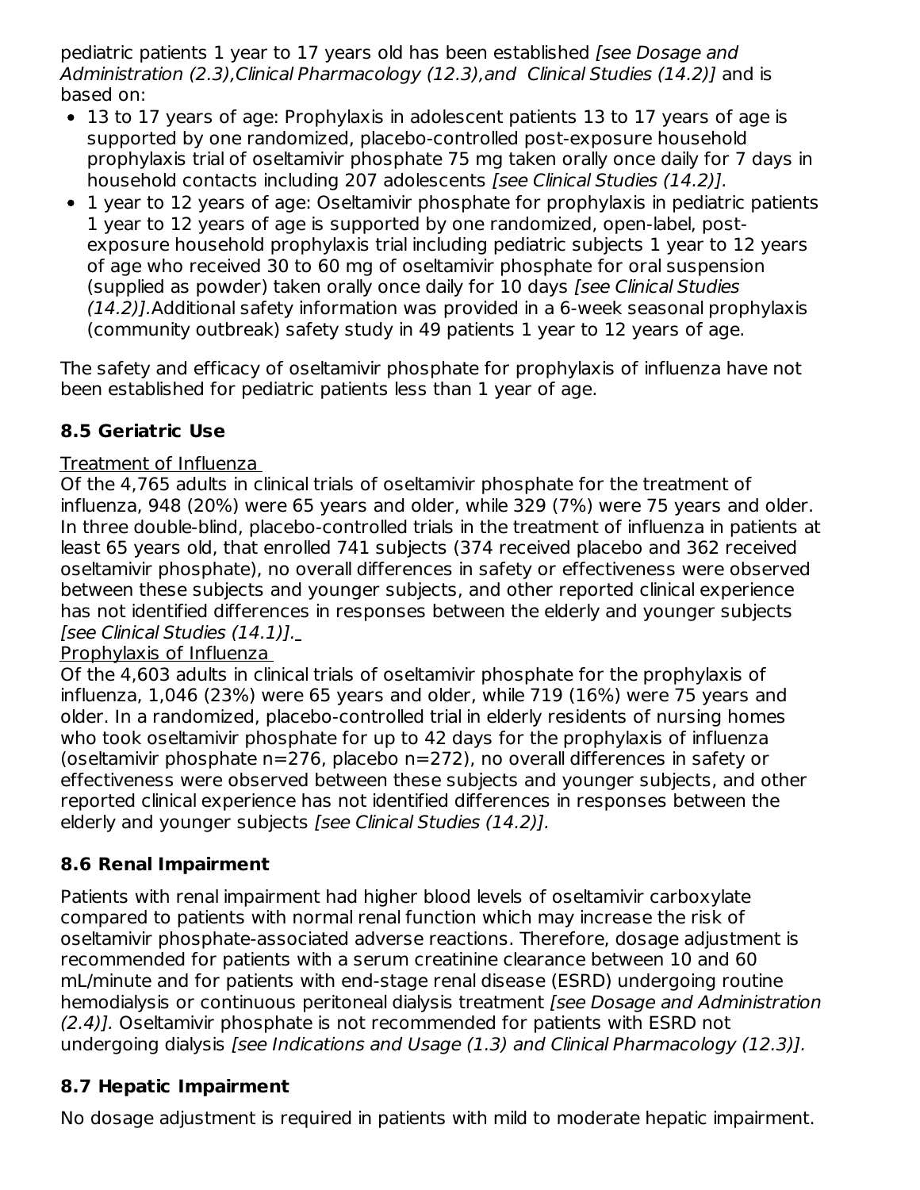pediatric patients 1 year to 17 years old has been established *[see Dosage and Administration (2.3),Clinical Pharmacology (12.3),and Clinical Studies (14.2)]* and is based on:

- 13 to 17 years of age: Prophylaxis in adolescent patients 13 to 17 years of age is supported by one randomized, placebo-controlled post-exposure household prophylaxis trial of oseltamivir phosphate 75 mg taken orally once daily for 7 days in household contacts including 207 adolescents *[see Clinical Studies (14.2)].*
- 1 year to 12 years of age: Oseltamivir phosphate for prophylaxis in pediatric patients 1 year to 12 years of age is supported by one randomized, open-label, post-exposure household prophylaxis trial including pediatric subjects 1 year to 12 years of age who received 30 to 60 mg of oseltamivir phosphate for oral suspension (supplied as powder) taken orally once daily for 10 days *[see Clinical Studies (14.2)].*Additional safety information was provided in a 6-week seasonal prophylaxis (community outbreak) safety study in 49 patients 1 year to 12 years of age.

The safety and efficacy of oseltamivir phosphate for prophylaxis of influenza have not been established for pediatric patients less than 1 year of age.

## 8.5 Geriatric Use

Treatment of Influenza

Of the 4,765 adults in clinical trials of oseltamivir phosphate for the treatment of influenza, 948 (20%) were 65 years and older, while 329 (7%) were 75 years and older. In three double-blind, placebo-controlled trials in the treatment of influenza in patients at least 65 years old, that enrolled 741 subjects (374 received placebo and 362 received oseltamivir phosphate), no overall differences in safety or effectiveness were observed between these subjects and younger subjects, and other reported clinical experience has not identified differences in responses between the elderly and younger subjects *[see Clinical Studies (14.1)].*

Prophylaxis of Influenza

Of the 4,603 adults in clinical trials of oseltamivir phosphate for the prophylaxis of influenza, 1,046 (23%) were 65 years and older, while 719 (16%) were 75 years and older. In a randomized, placebo-controlled trial in elderly residents of nursing homes who took oseltamivir phosphate for up to 42 days for the prophylaxis of influenza (oseltamivir phosphate n=276, placebo n=272), no overall differences in safety or effectiveness were observed between these subjects and younger subjects, and other reported clinical experience has not identified differences in responses between the elderly and younger subjects *[see Clinical Studies (14.2)].*

## 8.6 Renal Impairment

Patients with renal impairment had higher blood levels of oseltamivir carboxylate compared to patients with normal renal function which may increase the risk of oseltamivir phosphate-associated adverse reactions. Therefore, dosage adjustment is recommended for patients with a serum creatinine clearance between 10 and 60 mL/minute and for patients with end-stage renal disease (ESRD) undergoing routine hemodialysis or continuous peritoneal dialysis treatment *[see Dosage and Administration (2.4)].* Oseltamivir phosphate is not recommended for patients with ESRD not undergoing dialysis *[see Indications and Usage (1.3) and Clinical Pharmacology (12.3)].*

## 8.7 Hepatic Impairment

No dosage adjustment is required in patients with mild to moderate hepatic impairment.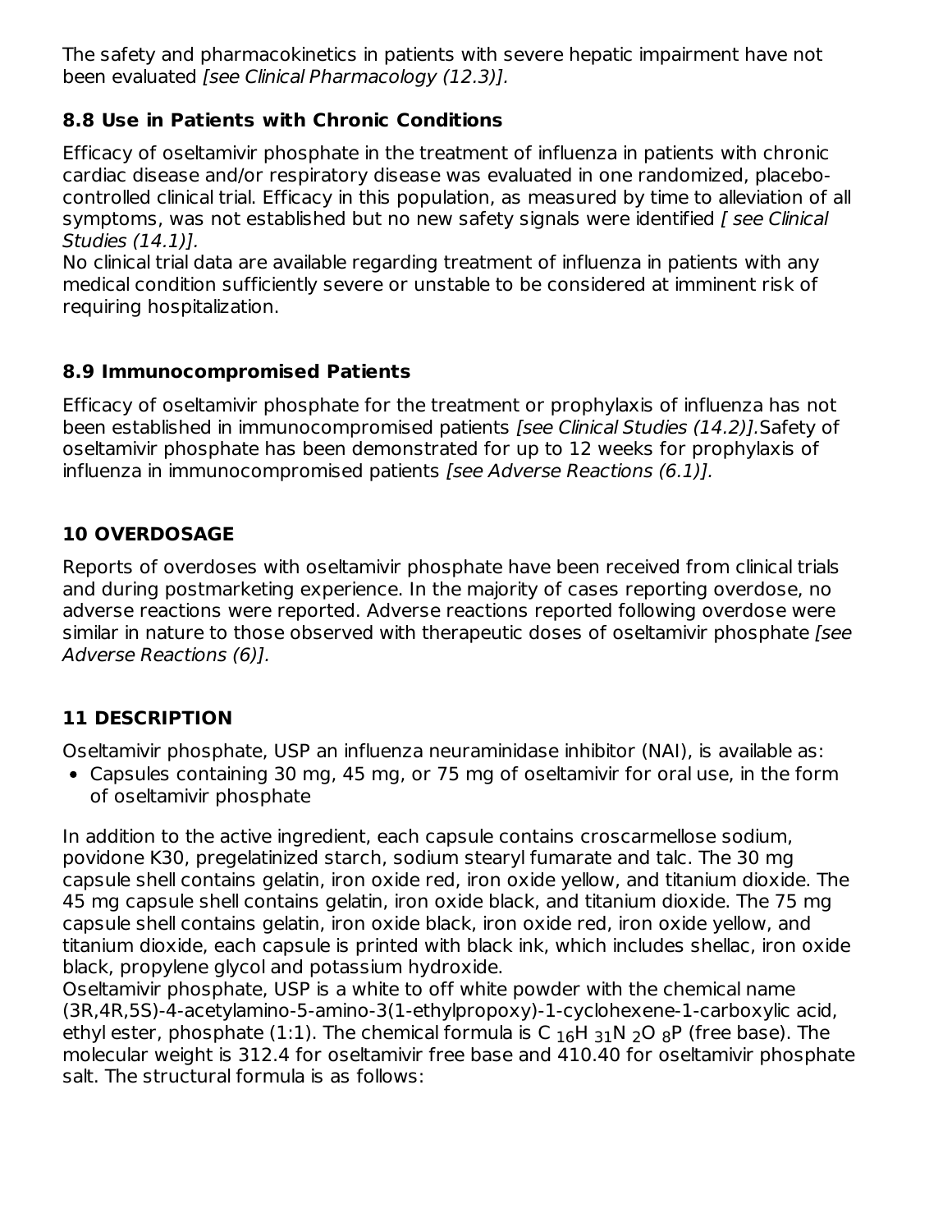The safety and pharmacokinetics in patients with severe hepatic impairment have not been evaluated *[see Clinical Pharmacology (12.3)]*.

## 8.8 Use in Patients with Chronic Conditions

Efficacy of oseltamivir phosphate in the treatment of influenza in patients with chronic cardiac disease and/or respiratory disease was evaluated in one randomized, placebo-controlled clinical trial. Efficacy in this population, as measured by time to alleviation of all symptoms, was not established but no new safety signals were identified *[ see Clinical Studies (14.1)]*.
No clinical trial data are available regarding treatment of influenza in patients with any medical condition sufficiently severe or unstable to be considered at imminent risk of requiring hospitalization.

## 8.9 Immunocompromised Patients

Efficacy of oseltamivir phosphate for the treatment or prophylaxis of influenza has not been established in immunocompromised patients *[see Clinical Studies (14.2)]*.Safety of oseltamivir phosphate has been demonstrated for up to 12 weeks for prophylaxis of influenza in immunocompromised patients *[see Adverse Reactions (6.1)]*.

## 10 OVERDOSAGE

Reports of overdoses with oseltamivir phosphate have been received from clinical trials and during postmarketing experience. In the majority of cases reporting overdose, no adverse reactions were reported. Adverse reactions reported following overdose were similar in nature to those observed with therapeutic doses of oseltamivir phosphate *[see Adverse Reactions (6)]*.

## 11 DESCRIPTION

Oseltamivir phosphate, USP an influenza neuraminidase inhibitor (NAI), is available as:

- Capsules containing 30 mg, 45 mg, or 75 mg of oseltamivir for oral use, in the form of oseltamivir phosphate

In addition to the active ingredient, each capsule contains croscarmellose sodium, povidone K30, pregelatinized starch, sodium stearyl fumarate and talc. The 30 mg capsule shell contains gelatin, iron oxide red, iron oxide yellow, and titanium dioxide. The 45 mg capsule shell contains gelatin, iron oxide black, and titanium dioxide. The 75 mg capsule shell contains gelatin, iron oxide black, iron oxide red, iron oxide yellow, and titanium dioxide, each capsule is printed with black ink, which includes shellac, iron oxide black, propylene glycol and potassium hydroxide.
Oseltamivir phosphate, USP is a white to off white powder with the chemical name (3R,4R,5S)-4-acetylamino-5-amino-3(1-ethylpropoxy)-1-cyclohexene-1-carboxylic acid, ethyl ester, phosphate (1:1). The chemical formula is $C_{16}H_{31}N_2O_8P$ (free base). The molecular weight is 312.4 for oseltamivir free base and 410.40 for oseltamivir phosphate salt. The structural formula is as follows: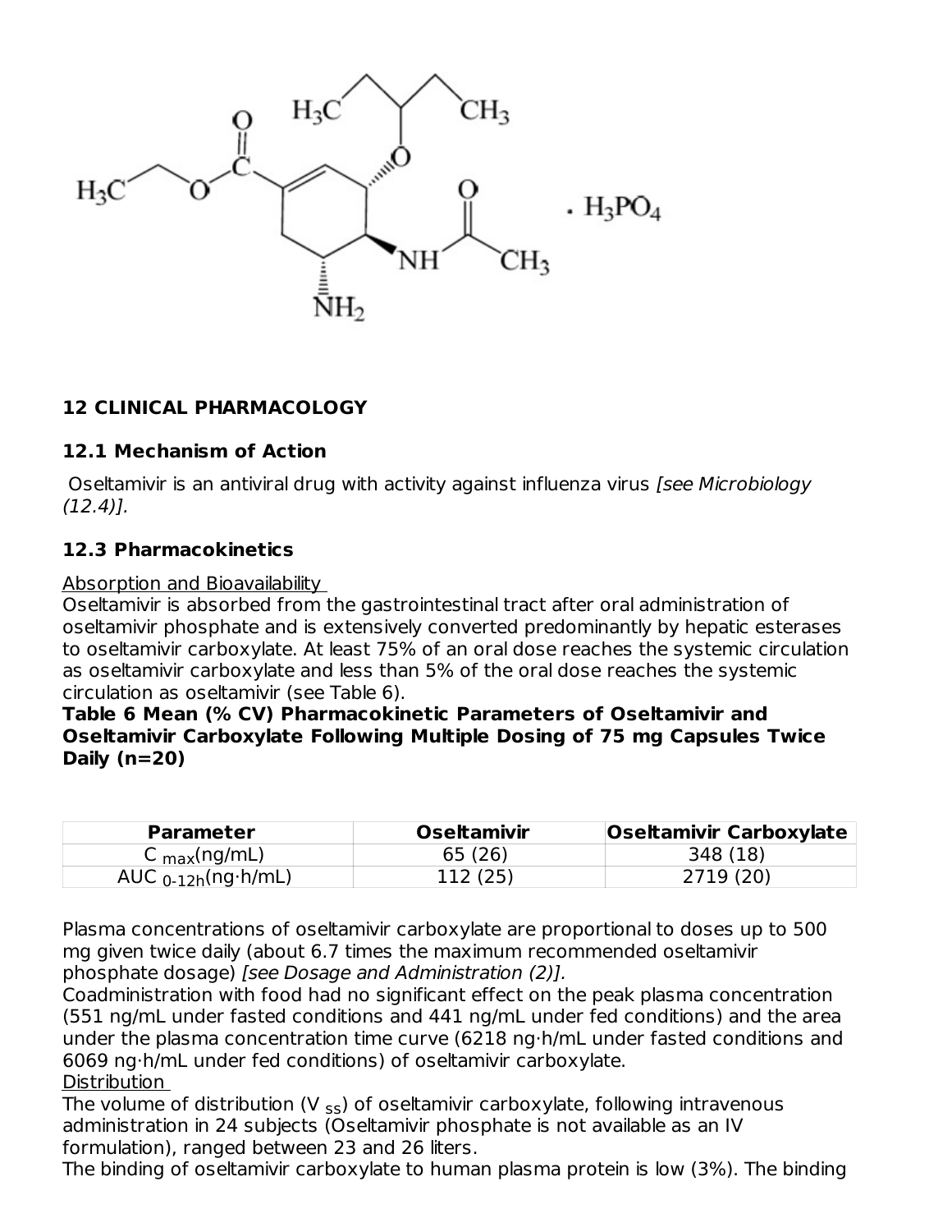## 12 CLINICAL PHARMACOLOGY

### 12.1 Mechanism of Action

Oseltamivir is an antiviral drug with activity against influenza virus *[see Microbiology (12.4)].*

### 12.3 Pharmacokinetics

Absorption and Bioavailability

Oseltamivir is absorbed from the gastrointestinal tract after oral administration of oseltamivir phosphate and is extensively converted predominantly by hepatic esterases to oseltamivir carboxylate. At least 75% of an oral dose reaches the systemic circulation as oseltamivir carboxylate and less than 5% of the oral dose reaches the systemic circulation as oseltamivir (see Table 6).

**Table 6 Mean (% CV) Pharmacokinetic Parameters of Oseltamivir and Oseltamivir Carboxylate Following Multiple Dosing of 75 mg Capsules Twice Daily (n=20)**

| Parameter | Oseltamivir | Oseltamivir Carboxylate |
| --- | --- | --- |
| $C_{max}$(ng/mL) | 65 (26) | 348 (18) |
| $AUC_{0\text{-}12h}$(ng·h/mL) | 112 (25) | 2719 (20) |

Plasma concentrations of oseltamivir carboxylate are proportional to doses up to 500 mg given twice daily (about 6.7 times the maximum recommended oseltamivir phosphate dosage) *[see Dosage and Administration (2)].*

Coadministration with food had no significant effect on the peak plasma concentration (551 ng/mL under fasted conditions and 441 ng/mL under fed conditions) and the area under the plasma concentration time curve (6218 ng·h/mL under fasted conditions and 6069 ng·h/mL under fed conditions) of oseltamivir carboxylate.

Distribution

The volume of distribution ($V_{ss}$) of oseltamivir carboxylate, following intravenous administration in 24 subjects (Oseltamivir phosphate is not available as an IV formulation), ranged between 23 and 26 liters.

The binding of oseltamivir carboxylate to human plasma protein is low (3%). The binding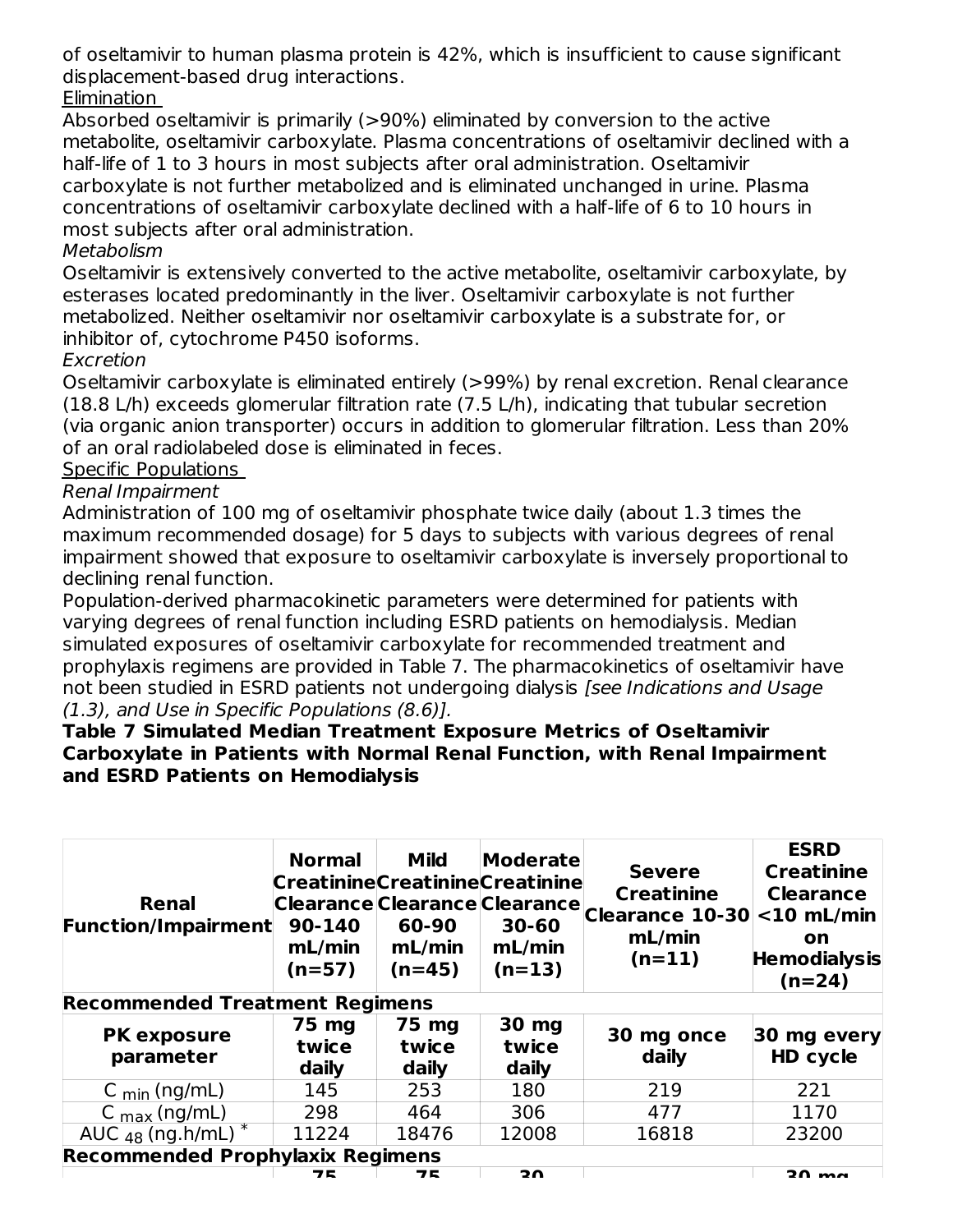of oseltamivir to human plasma protein is 42%, which is insufficient to cause significant displacement-based drug interactions.

Elimination

Absorbed oseltamivir is primarily (>90%) eliminated by conversion to the active metabolite, oseltamivir carboxylate. Plasma concentrations of oseltamivir declined with a half-life of 1 to 3 hours in most subjects after oral administration. Oseltamivir carboxylate is not further metabolized and is eliminated unchanged in urine. Plasma concentrations of oseltamivir carboxylate declined with a half-life of 6 to 10 hours in most subjects after oral administration.

*Metabolism*

Oseltamivir is extensively converted to the active metabolite, oseltamivir carboxylate, by esterases located predominantly in the liver. Oseltamivir carboxylate is not further metabolized. Neither oseltamivir nor oseltamivir carboxylate is a substrate for, or inhibitor of, cytochrome P450 isoforms.

*Excretion*

Oseltamivir carboxylate is eliminated entirely (>99%) by renal excretion. Renal clearance (18.8 L/h) exceeds glomerular filtration rate (7.5 L/h), indicating that tubular secretion (via organic anion transporter) occurs in addition to glomerular filtration. Less than 20% of an oral radiolabeled dose is eliminated in feces.

Specific Populations

*Renal Impairment*

Administration of 100 mg of oseltamivir phosphate twice daily (about 1.3 times the maximum recommended dosage) for 5 days to subjects with various degrees of renal impairment showed that exposure to oseltamivir carboxylate is inversely proportional to declining renal function.

Population-derived pharmacokinetic parameters were determined for patients with varying degrees of renal function including ESRD patients on hemodialysis. Median simulated exposures of oseltamivir carboxylate for recommended treatment and prophylaxis regimens are provided in Table 7. The pharmacokinetics of oseltamivir have not been studied in ESRD patients not undergoing dialysis *[see Indications and Usage (1.3), and Use in Specific Populations (8.6)].*

**Table 7 Simulated Median Treatment Exposure Metrics of Oseltamivir Carboxylate in Patients with Normal Renal Function, with Renal Impairment and ESRD Patients on Hemodialysis**

| Renal Function/Impairment | Normal Creatinine Clearance 90-140 mL/min (n=57) | Mild Creatinine Clearance 60-90 mL/min (n=45) | Moderate Creatinine Clearance 30-60 mL/min (n=13) | Severe Creatinine Clearance 10-30 mL/min (n=11) | ESRD Creatinine Clearance <10 mL/min on Hemodialysis (n=24) |
|---|---|---|---|---|---|
| **Recommended Treatment Regimens** | | | | | |
| **PK exposure parameter** | **75 mg twice daily** | **75 mg twice daily** | **30 mg twice daily** | **30 mg once daily** | **30 mg every HD cycle** |
| $C_{min}$ (ng/mL) | 145 | 253 | 180 | 219 | 221 |
| $C_{max}$ (ng/mL) | 298 | 464 | 306 | 477 | 1170 |
| $AUC_{48}$ (ng.h/mL) * | 11224 | 18476 | 12008 | 16818 | 23200 |
| **Recommended Prophylaxis Regimens** | | | | | |
| | **75** | **75** | **30** | | **30 mg** |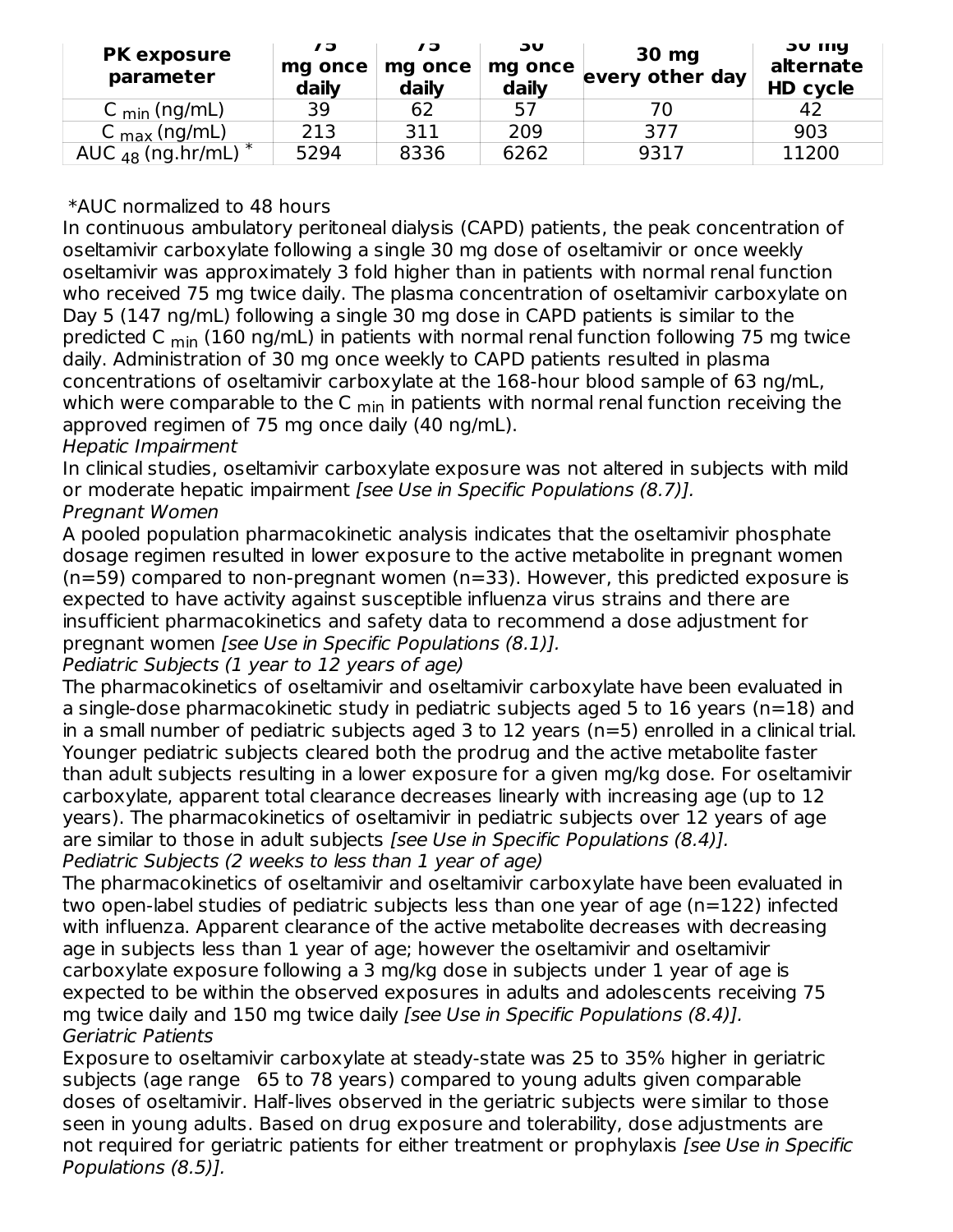| PK exposure parameter | 75 mg once daily | 75 mg once daily | 30 mg once daily | 30 mg every other day | 30 mg alternate HD cycle |
|---|---|---|---|---|---|
| $C_{min}$ (ng/mL) | 39 | 62 | 57 | 70 | 42 |
| $C_{max}$ (ng/mL) | 213 | 311 | 209 | 377 | 903 |
| $AUC_{48}$ (ng.hr/mL) * | 5294 | 8336 | 6262 | 9317 | 11200 |

*AUC normalized to 48 hours

In continuous ambulatory peritoneal dialysis (CAPD) patients, the peak concentration of oseltamivir carboxylate following a single 30 mg dose of oseltamivir or once weekly oseltamivir was approximately 3 fold higher than in patients with normal renal function who received 75 mg twice daily. The plasma concentration of oseltamivir carboxylate on Day 5 (147 ng/mL) following a single 30 mg dose in CAPD patients is similar to the predicted $C_{min}$ (160 ng/mL) in patients with normal renal function following 75 mg twice daily. Administration of 30 mg once weekly to CAPD patients resulted in plasma concentrations of oseltamivir carboxylate at the 168-hour blood sample of 63 ng/mL, which were comparable to the $C_{min}$ in patients with normal renal function receiving the approved regimen of 75 mg once daily (40 ng/mL).

*Hepatic Impairment*

In clinical studies, oseltamivir carboxylate exposure was not altered in subjects with mild or moderate hepatic impairment *[see Use in Specific Populations (8.7)].*

*Pregnant Women*

A pooled population pharmacokinetic analysis indicates that the oseltamivir phosphate dosage regimen resulted in lower exposure to the active metabolite in pregnant women (n=59) compared to non-pregnant women (n=33). However, this predicted exposure is expected to have activity against susceptible influenza virus strains and there are insufficient pharmacokinetics and safety data to recommend a dose adjustment for pregnant women *[see Use in Specific Populations (8.1)].*

*Pediatric Subjects (1 year to 12 years of age)*

The pharmacokinetics of oseltamivir and oseltamivir carboxylate have been evaluated in a single-dose pharmacokinetic study in pediatric subjects aged 5 to 16 years (n=18) and in a small number of pediatric subjects aged 3 to 12 years (n=5) enrolled in a clinical trial. Younger pediatric subjects cleared both the prodrug and the active metabolite faster than adult subjects resulting in a lower exposure for a given mg/kg dose. For oseltamivir carboxylate, apparent total clearance decreases linearly with increasing age (up to 12 years). The pharmacokinetics of oseltamivir in pediatric subjects over 12 years of age are similar to those in adult subjects *[see Use in Specific Populations (8.4)].*

*Pediatric Subjects (2 weeks to less than 1 year of age)*

The pharmacokinetics of oseltamivir and oseltamivir carboxylate have been evaluated in two open-label studies of pediatric subjects less than one year of age (n=122) infected with influenza. Apparent clearance of the active metabolite decreases with decreasing age in subjects less than 1 year of age; however the oseltamivir and oseltamivir carboxylate exposure following a 3 mg/kg dose in subjects under 1 year of age is expected to be within the observed exposures in adults and adolescents receiving 75 mg twice daily and 150 mg twice daily *[see Use in Specific Populations (8.4)].*

*Geriatric Patients*

Exposure to oseltamivir carboxylate at steady-state was 25 to 35% higher in geriatric subjects (age range 65 to 78 years) compared to young adults given comparable doses of oseltamivir. Half-lives observed in the geriatric subjects were similar to those seen in young adults. Based on drug exposure and tolerability, dose adjustments are not required for geriatric patients for either treatment or prophylaxis *[see Use in Specific Populations (8.5)].*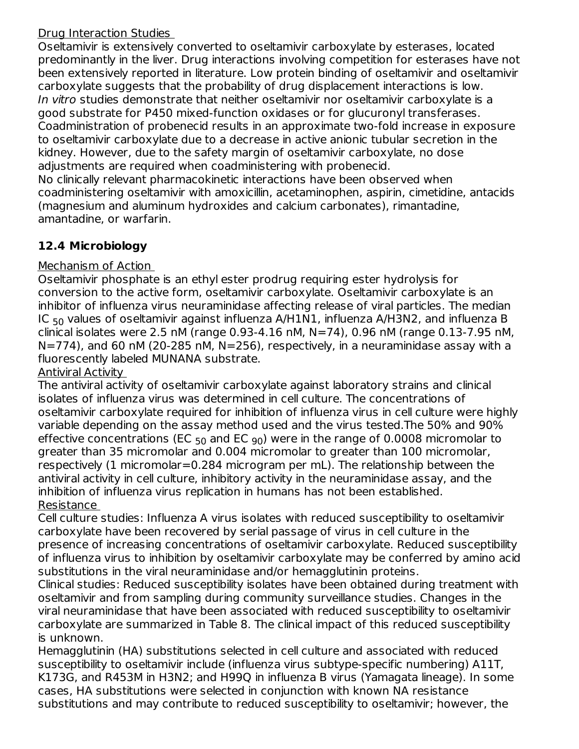Drug Interaction Studies

Oseltamivir is extensively converted to oseltamivir carboxylate by esterases, located predominantly in the liver. Drug interactions involving competition for esterases have not been extensively reported in literature. Low protein binding of oseltamivir and oseltamivir carboxylate suggests that the probability of drug displacement interactions is low.

*In vitro* studies demonstrate that neither oseltamivir nor oseltamivir carboxylate is a good substrate for P450 mixed-function oxidases or for glucuronyl transferases.

Coadministration of probenecid results in an approximate two-fold increase in exposure to oseltamivir carboxylate due to a decrease in active anionic tubular secretion in the kidney. However, due to the safety margin of oseltamivir carboxylate, no dose adjustments are required when coadministering with probenecid.

No clinically relevant pharmacokinetic interactions have been observed when coadministering oseltamivir with amoxicillin, acetaminophen, aspirin, cimetidine, antacids (magnesium and aluminum hydroxides and calcium carbonates), rimantadine, amantadine, or warfarin.

### 12.4 Microbiology

Mechanism of Action

Oseltamivir phosphate is an ethyl ester prodrug requiring ester hydrolysis for conversion to the active form, oseltamivir carboxylate. Oseltamivir carboxylate is an inhibitor of influenza virus neuraminidase affecting release of viral particles. The median $IC_{50}$ values of oseltamivir against influenza A/H1N1, influenza A/H3N2, and influenza B clinical isolates were 2.5 nM (range 0.93-4.16 nM, N=74), 0.96 nM (range 0.13-7.95 nM, N=774), and 60 nM (20-285 nM, N=256), respectively, in a neuraminidase assay with a fluorescently labeled MUNANA substrate.

Antiviral Activity

The antiviral activity of oseltamivir carboxylate against laboratory strains and clinical isolates of influenza virus was determined in cell culture. The concentrations of oseltamivir carboxylate required for inhibition of influenza virus in cell culture were highly variable depending on the assay method used and the virus tested.The 50% and 90% effective concentrations ($EC_{50}$ and $EC_{90}$) were in the range of 0.0008 micromolar to greater than 35 micromolar and 0.004 micromolar to greater than 100 micromolar, respectively (1 micromolar=0.284 microgram per mL). The relationship between the antiviral activity in cell culture, inhibitory activity in the neuraminidase assay, and the inhibition of influenza virus replication in humans has not been established.

Resistance

Cell culture studies: Influenza A virus isolates with reduced susceptibility to oseltamivir carboxylate have been recovered by serial passage of virus in cell culture in the presence of increasing concentrations of oseltamivir carboxylate. Reduced susceptibility of influenza virus to inhibition by oseltamivir carboxylate may be conferred by amino acid substitutions in the viral neuraminidase and/or hemagglutinin proteins.

Clinical studies: Reduced susceptibility isolates have been obtained during treatment with oseltamivir and from sampling during community surveillance studies. Changes in the viral neuraminidase that have been associated with reduced susceptibility to oseltamivir carboxylate are summarized in Table 8. The clinical impact of this reduced susceptibility is unknown.

Hemagglutinin (HA) substitutions selected in cell culture and associated with reduced susceptibility to oseltamivir include (influenza virus subtype-specific numbering) A11T, K173G, and R453M in H3N2; and H99Q in influenza B virus (Yamagata lineage). In some cases, HA substitutions were selected in conjunction with known NA resistance substitutions and may contribute to reduced susceptibility to oseltamivir; however, the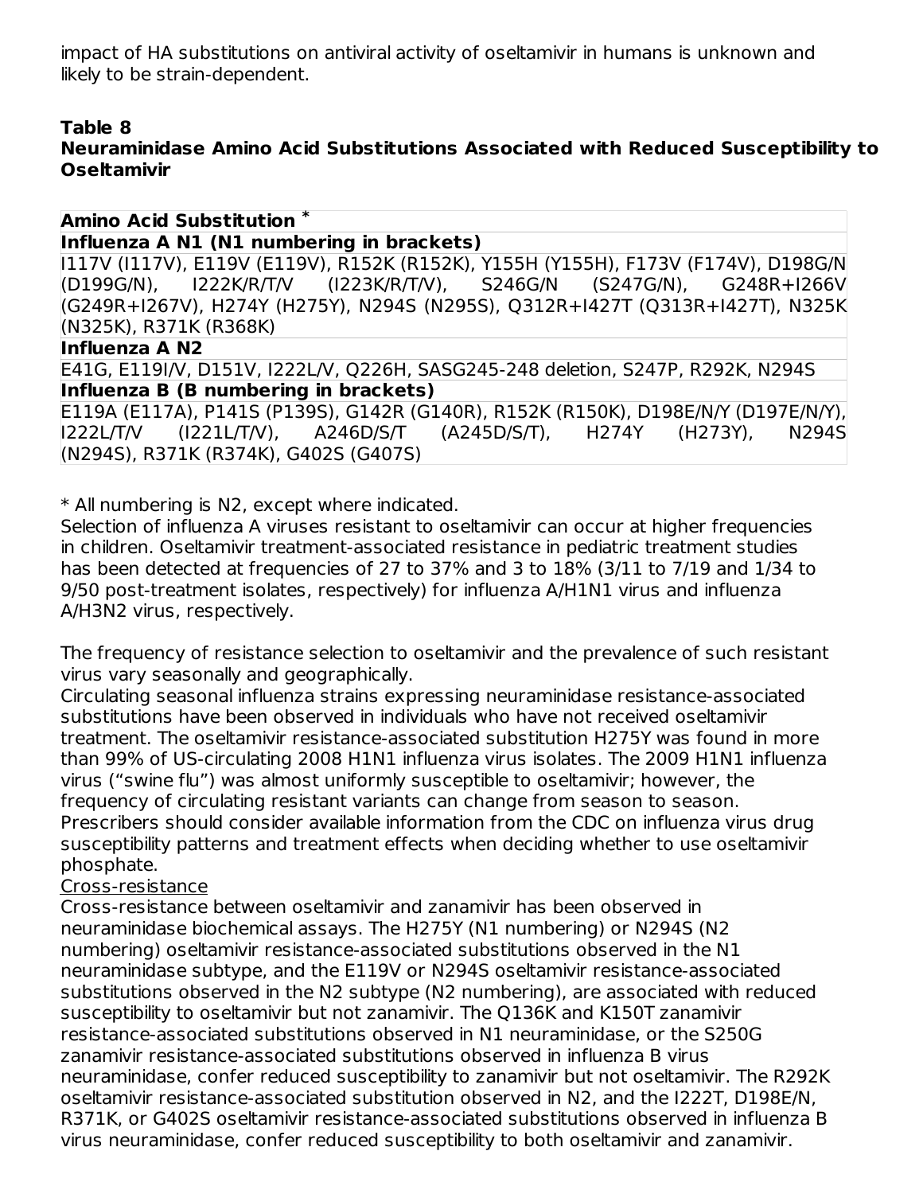impact of HA substitutions on antiviral activity of oseltamivir in humans is unknown and likely to be strain-dependent.

**Table 8**
**Neuraminidase Amino Acid Substitutions Associated with Reduced Susceptibility to Oseltamivir**

| Amino Acid Substitution * |
| --- |
| **Influenza A N1 (N1 numbering in brackets)** |
| I117V (I117V), E119V (E119V), R152K (R152K), Y155H (Y155H), F173V (F174V), D198G/N (D199G/N), I222K/R/T/V (I223K/R/T/V), S246G/N (S247G/N), G248R+I266V (G249R+I267V), H274Y (H275Y), N294S (N295S), Q312R+I427T (Q313R+I427T), N325K (N325K), R371K (R368K) |
| **Influenza A N2** |
| E41G, E119I/V, D151V, I222L/V, Q226H, SASG245-248 deletion, S247P, R292K, N294S |
| **Influenza B (B numbering in brackets)** |
| E119A (E117A), P141S (P139S), G142R (G140R), R152K (R150K), D198E/N/Y (D197E/N/Y), I222L/T/V (I221L/T/V), A246D/S/T (A245D/S/T), H274Y (H273Y), N294S (N294S), R371K (R374K), G402S (G407S) |

* All numbering is N2, except where indicated.

Selection of influenza A viruses resistant to oseltamivir can occur at higher frequencies in children. Oseltamivir treatment-associated resistance in pediatric treatment studies has been detected at frequencies of 27 to 37% and 3 to 18% (3/11 to 7/19 and 1/34 to 9/50 post-treatment isolates, respectively) for influenza A/H1N1 virus and influenza A/H3N2 virus, respectively.

The frequency of resistance selection to oseltamivir and the prevalence of such resistant virus vary seasonally and geographically.

Circulating seasonal influenza strains expressing neuraminidase resistance-associated substitutions have been observed in individuals who have not received oseltamivir treatment. The oseltamivir resistance-associated substitution H275Y was found in more than 99% of US-circulating 2008 H1N1 influenza virus isolates. The 2009 H1N1 influenza virus ("swine flu") was almost uniformly susceptible to oseltamivir; however, the frequency of circulating resistant variants can change from season to season. Prescribers should consider available information from the CDC on influenza virus drug susceptibility patterns and treatment effects when deciding whether to use oseltamivir phosphate.

Cross-resistance

Cross-resistance between oseltamivir and zanamivir has been observed in neuraminidase biochemical assays. The H275Y (N1 numbering) or N294S (N2 numbering) oseltamivir resistance-associated substitutions observed in the N1 neuraminidase subtype, and the E119V or N294S oseltamivir resistance-associated substitutions observed in the N2 subtype (N2 numbering), are associated with reduced susceptibility to oseltamivir but not zanamivir. The Q136K and K150T zanamivir resistance-associated substitutions observed in N1 neuraminidase, or the S250G zanamivir resistance-associated substitutions observed in influenza B virus neuraminidase, confer reduced susceptibility to zanamivir but not oseltamivir. The R292K oseltamivir resistance-associated substitution observed in N2, and the I222T, D198E/N, R371K, or G402S oseltamivir resistance-associated substitutions observed in influenza B virus neuraminidase, confer reduced susceptibility to both oseltamivir and zanamivir.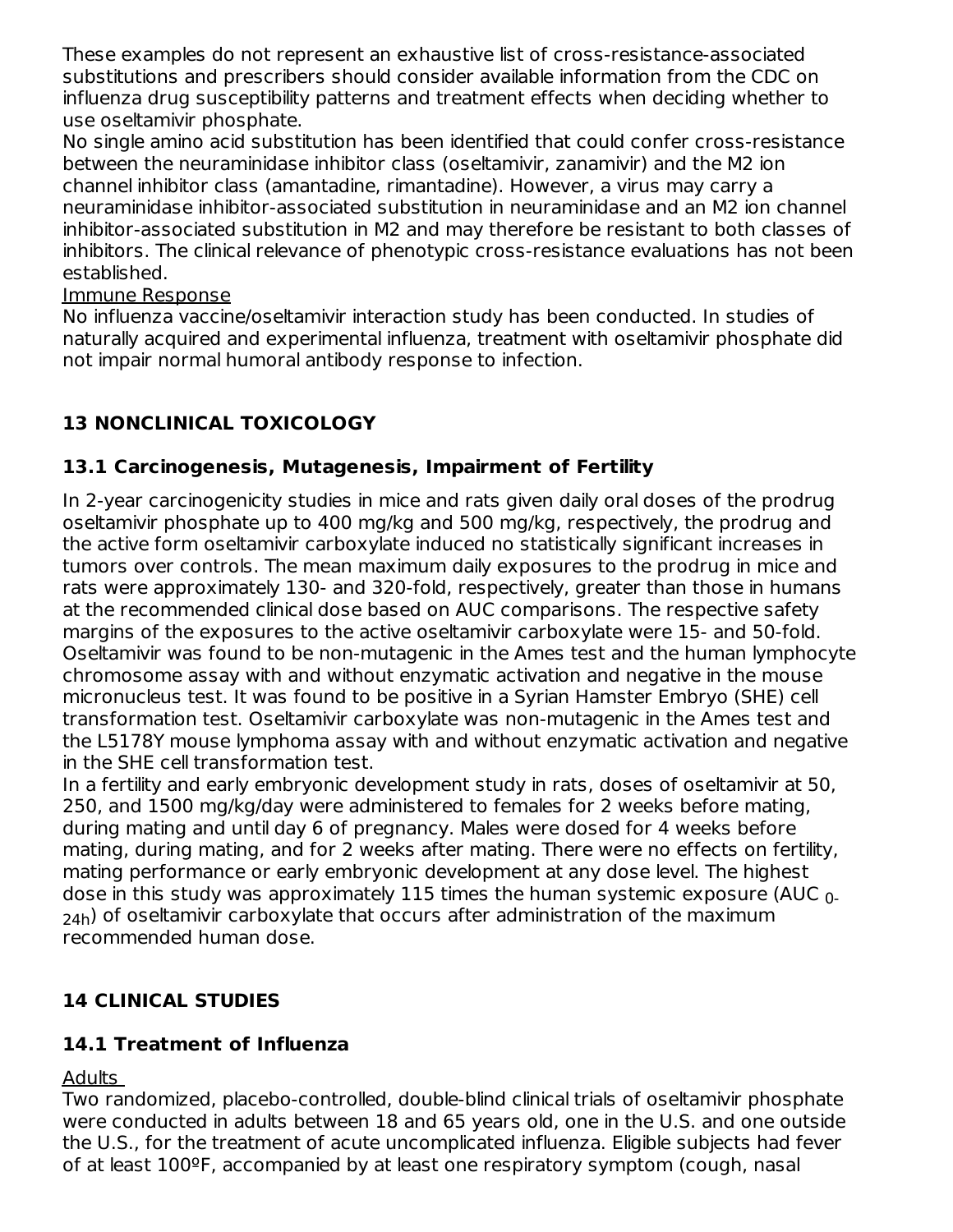These examples do not represent an exhaustive list of cross-resistance-associated substitutions and prescribers should consider available information from the CDC on influenza drug susceptibility patterns and treatment effects when deciding whether to use oseltamivir phosphate.

No single amino acid substitution has been identified that could confer cross-resistance between the neuraminidase inhibitor class (oseltamivir, zanamivir) and the M2 ion channel inhibitor class (amantadine, rimantadine). However, a virus may carry a neuraminidase inhibitor-associated substitution in neuraminidase and an M2 ion channel inhibitor-associated substitution in M2 and may therefore be resistant to both classes of inhibitors. The clinical relevance of phenotypic cross-resistance evaluations has not been established.

Immune Response

No influenza vaccine/oseltamivir interaction study has been conducted. In studies of naturally acquired and experimental influenza, treatment with oseltamivir phosphate did not impair normal humoral antibody response to infection.

## 13 NONCLINICAL TOXICOLOGY

### 13.1 Carcinogenesis, Mutagenesis, Impairment of Fertility

In 2-year carcinogenicity studies in mice and rats given daily oral doses of the prodrug oseltamivir phosphate up to 400 mg/kg and 500 mg/kg, respectively, the prodrug and the active form oseltamivir carboxylate induced no statistically significant increases in tumors over controls. The mean maximum daily exposures to the prodrug in mice and rats were approximately 130- and 320-fold, respectively, greater than those in humans at the recommended clinical dose based on AUC comparisons. The respective safety margins of the exposures to the active oseltamivir carboxylate were 15- and 50-fold. Oseltamivir was found to be non-mutagenic in the Ames test and the human lymphocyte chromosome assay with and without enzymatic activation and negative in the mouse micronucleus test. It was found to be positive in a Syrian Hamster Embryo (SHE) cell transformation test. Oseltamivir carboxylate was non-mutagenic in the Ames test and the L5178Y mouse lymphoma assay with and without enzymatic activation and negative in the SHE cell transformation test.

In a fertility and early embryonic development study in rats, doses of oseltamivir at 50, 250, and 1500 mg/kg/day were administered to females for 2 weeks before mating, during mating and until day 6 of pregnancy. Males were dosed for 4 weeks before mating, during mating, and for 2 weeks after mating. There were no effects on fertility, mating performance or early embryonic development at any dose level. The highest dose in this study was approximately 115 times the human systemic exposure ($AUC_{0-24h}$) of oseltamivir carboxylate that occurs after administration of the maximum recommended human dose.

## 14 CLINICAL STUDIES

### 14.1 Treatment of Influenza

Adults

Two randomized, placebo-controlled, double-blind clinical trials of oseltamivir phosphate were conducted in adults between 18 and 65 years old, one in the U.S. and one outside the U.S., for the treatment of acute uncomplicated influenza. Eligible subjects had fever of at least 100ºF, accompanied by at least one respiratory symptom (cough, nasal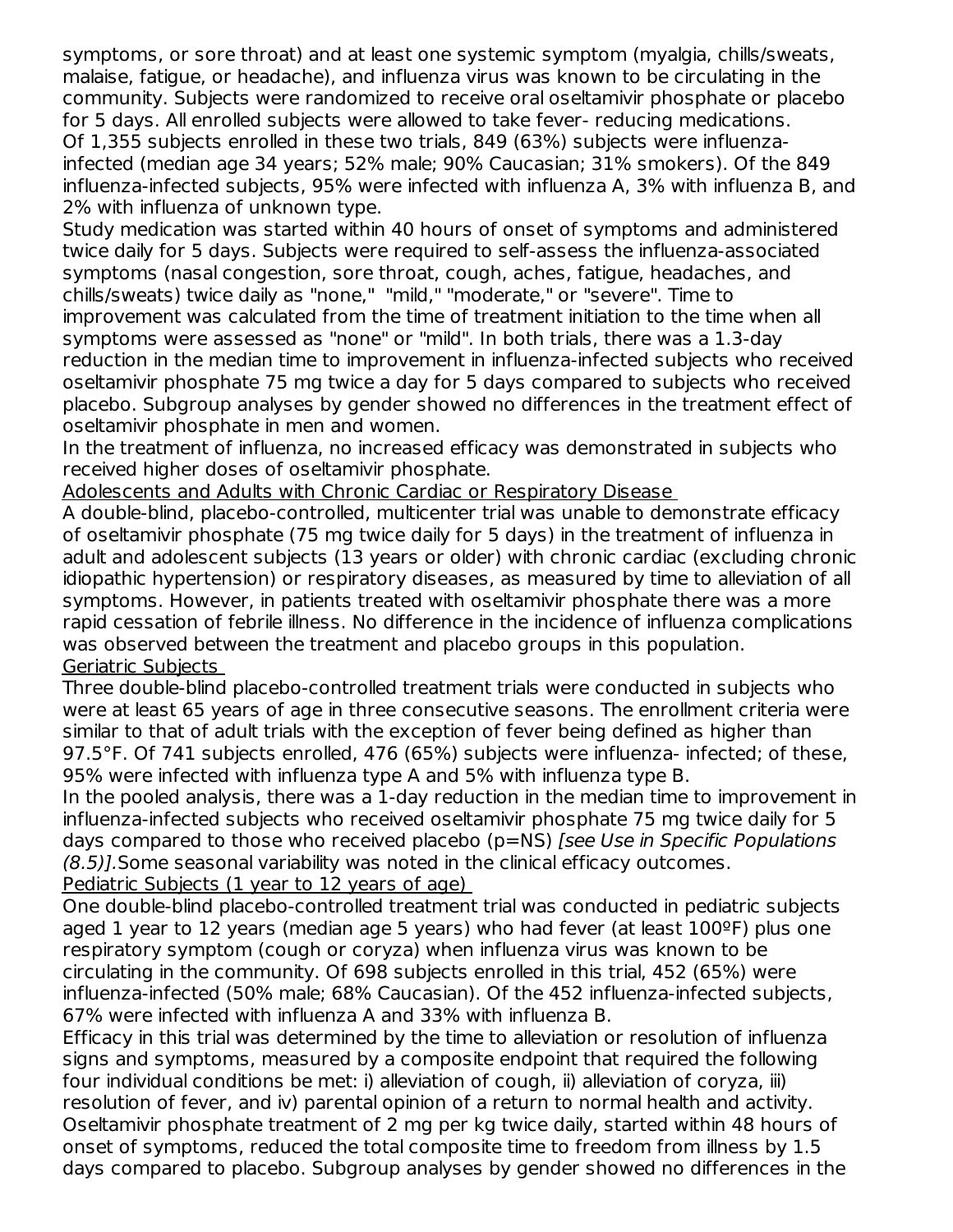symptoms, or sore throat) and at least one systemic symptom (myalgia, chills/sweats, malaise, fatigue, or headache), and influenza virus was known to be circulating in the community. Subjects were randomized to receive oral oseltamivir phosphate or placebo for 5 days. All enrolled subjects were allowed to take fever- reducing medications.

Of 1,355 subjects enrolled in these two trials, 849 (63%) subjects were influenza-infected (median age 34 years; 52% male; 90% Caucasian; 31% smokers). Of the 849 influenza-infected subjects, 95% were infected with influenza A, 3% with influenza B, and 2% with influenza of unknown type.

Study medication was started within 40 hours of onset of symptoms and administered twice daily for 5 days. Subjects were required to self-assess the influenza-associated symptoms (nasal congestion, sore throat, cough, aches, fatigue, headaches, and chills/sweats) twice daily as "none," "mild," "moderate," or "severe". Time to improvement was calculated from the time of treatment initiation to the time when all symptoms were assessed as "none" or "mild". In both trials, there was a 1.3-day reduction in the median time to improvement in influenza-infected subjects who received oseltamivir phosphate 75 mg twice a day for 5 days compared to subjects who received placebo. Subgroup analyses by gender showed no differences in the treatment effect of oseltamivir phosphate in men and women.

In the treatment of influenza, no increased efficacy was demonstrated in subjects who received higher doses of oseltamivir phosphate.

Adolescents and Adults with Chronic Cardiac or Respiratory Disease

A double-blind, placebo-controlled, multicenter trial was unable to demonstrate efficacy of oseltamivir phosphate (75 mg twice daily for 5 days) in the treatment of influenza in adult and adolescent subjects (13 years or older) with chronic cardiac (excluding chronic idiopathic hypertension) or respiratory diseases, as measured by time to alleviation of all symptoms. However, in patients treated with oseltamivir phosphate there was a more rapid cessation of febrile illness. No difference in the incidence of influenza complications was observed between the treatment and placebo groups in this population.

Geriatric Subjects

Three double-blind placebo-controlled treatment trials were conducted in subjects who were at least 65 years of age in three consecutive seasons. The enrollment criteria were similar to that of adult trials with the exception of fever being defined as higher than 97.5°F. Of 741 subjects enrolled, 476 (65%) subjects were influenza- infected; of these, 95% were infected with influenza type A and 5% with influenza type B.

In the pooled analysis, there was a 1-day reduction in the median time to improvement in influenza-infected subjects who received oseltamivir phosphate 75 mg twice daily for 5 days compared to those who received placebo (p=NS) *[see Use in Specific Populations (8.5)]*.Some seasonal variability was noted in the clinical efficacy outcomes.

Pediatric Subjects (1 year to 12 years of age)

One double-blind placebo-controlled treatment trial was conducted in pediatric subjects aged 1 year to 12 years (median age 5 years) who had fever (at least 100ºF) plus one respiratory symptom (cough or coryza) when influenza virus was known to be circulating in the community. Of 698 subjects enrolled in this trial, 452 (65%) were influenza-infected (50% male; 68% Caucasian). Of the 452 influenza-infected subjects, 67% were infected with influenza A and 33% with influenza B.

Efficacy in this trial was determined by the time to alleviation or resolution of influenza signs and symptoms, measured by a composite endpoint that required the following four individual conditions be met: i) alleviation of cough, ii) alleviation of coryza, iii) resolution of fever, and iv) parental opinion of a return to normal health and activity. Oseltamivir phosphate treatment of 2 mg per kg twice daily, started within 48 hours of onset of symptoms, reduced the total composite time to freedom from illness by 1.5 days compared to placebo. Subgroup analyses by gender showed no differences in the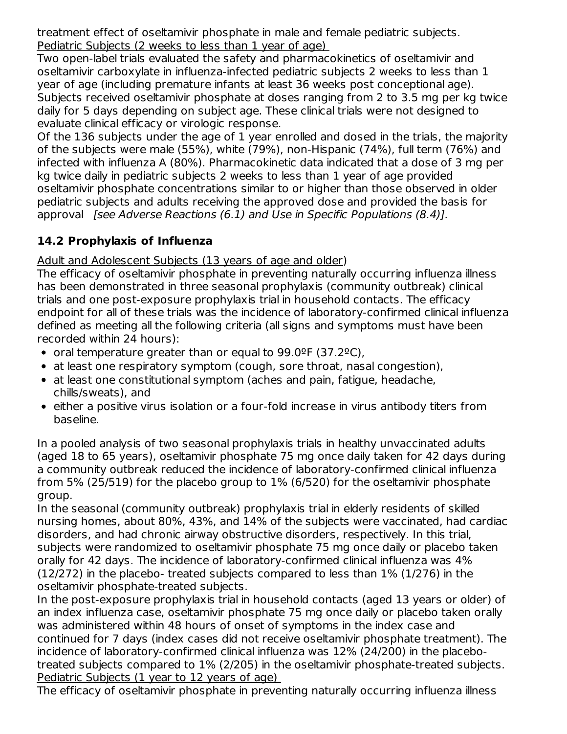treatment effect of oseltamivir phosphate in male and female pediatric subjects.

Pediatric Subjects (2 weeks to less than 1 year of age)

Two open-label trials evaluated the safety and pharmacokinetics of oseltamivir and oseltamivir carboxylate in influenza-infected pediatric subjects 2 weeks to less than 1 year of age (including premature infants at least 36 weeks post conceptional age). Subjects received oseltamivir phosphate at doses ranging from 2 to 3.5 mg per kg twice daily for 5 days depending on subject age. These clinical trials were not designed to evaluate clinical efficacy or virologic response.

Of the 136 subjects under the age of 1 year enrolled and dosed in the trials, the majority of the subjects were male (55%), white (79%), non-Hispanic (74%), full term (76%) and infected with influenza A (80%). Pharmacokinetic data indicated that a dose of 3 mg per kg twice daily in pediatric subjects 2 weeks to less than 1 year of age provided oseltamivir phosphate concentrations similar to or higher than those observed in older pediatric subjects and adults receiving the approved dose and provided the basis for approval *[see Adverse Reactions (6.1) and Use in Specific Populations (8.4)].*

### 14.2 Prophylaxis of Influenza

Adult and Adolescent Subjects (13 years of age and older)

The efficacy of oseltamivir phosphate in preventing naturally occurring influenza illness has been demonstrated in three seasonal prophylaxis (community outbreak) clinical trials and one post-exposure prophylaxis trial in household contacts. The efficacy endpoint for all of these trials was the incidence of laboratory-confirmed clinical influenza defined as meeting all the following criteria (all signs and symptoms must have been recorded within 24 hours):

- oral temperature greater than or equal to 99.0ºF (37.2ºC),
- at least one respiratory symptom (cough, sore throat, nasal congestion),
- at least one constitutional symptom (aches and pain, fatigue, headache, chills/sweats), and
- either a positive virus isolation or a four-fold increase in virus antibody titers from baseline.

In a pooled analysis of two seasonal prophylaxis trials in healthy unvaccinated adults (aged 18 to 65 years), oseltamivir phosphate 75 mg once daily taken for 42 days during a community outbreak reduced the incidence of laboratory-confirmed clinical influenza from 5% (25/519) for the placebo group to 1% (6/520) for the oseltamivir phosphate group.

In the seasonal (community outbreak) prophylaxis trial in elderly residents of skilled nursing homes, about 80%, 43%, and 14% of the subjects were vaccinated, had cardiac disorders, and had chronic airway obstructive disorders, respectively. In this trial, subjects were randomized to oseltamivir phosphate 75 mg once daily or placebo taken orally for 42 days. The incidence of laboratory-confirmed clinical influenza was 4% (12/272) in the placebo- treated subjects compared to less than 1% (1/276) in the oseltamivir phosphate-treated subjects.

In the post-exposure prophylaxis trial in household contacts (aged 13 years or older) of an index influenza case, oseltamivir phosphate 75 mg once daily or placebo taken orally was administered within 48 hours of onset of symptoms in the index case and continued for 7 days (index cases did not receive oseltamivir phosphate treatment). The incidence of laboratory-confirmed clinical influenza was 12% (24/200) in the placebo-treated subjects compared to 1% (2/205) in the oseltamivir phosphate-treated subjects.

Pediatric Subjects (1 year to 12 years of age)

The efficacy of oseltamivir phosphate in preventing naturally occurring influenza illness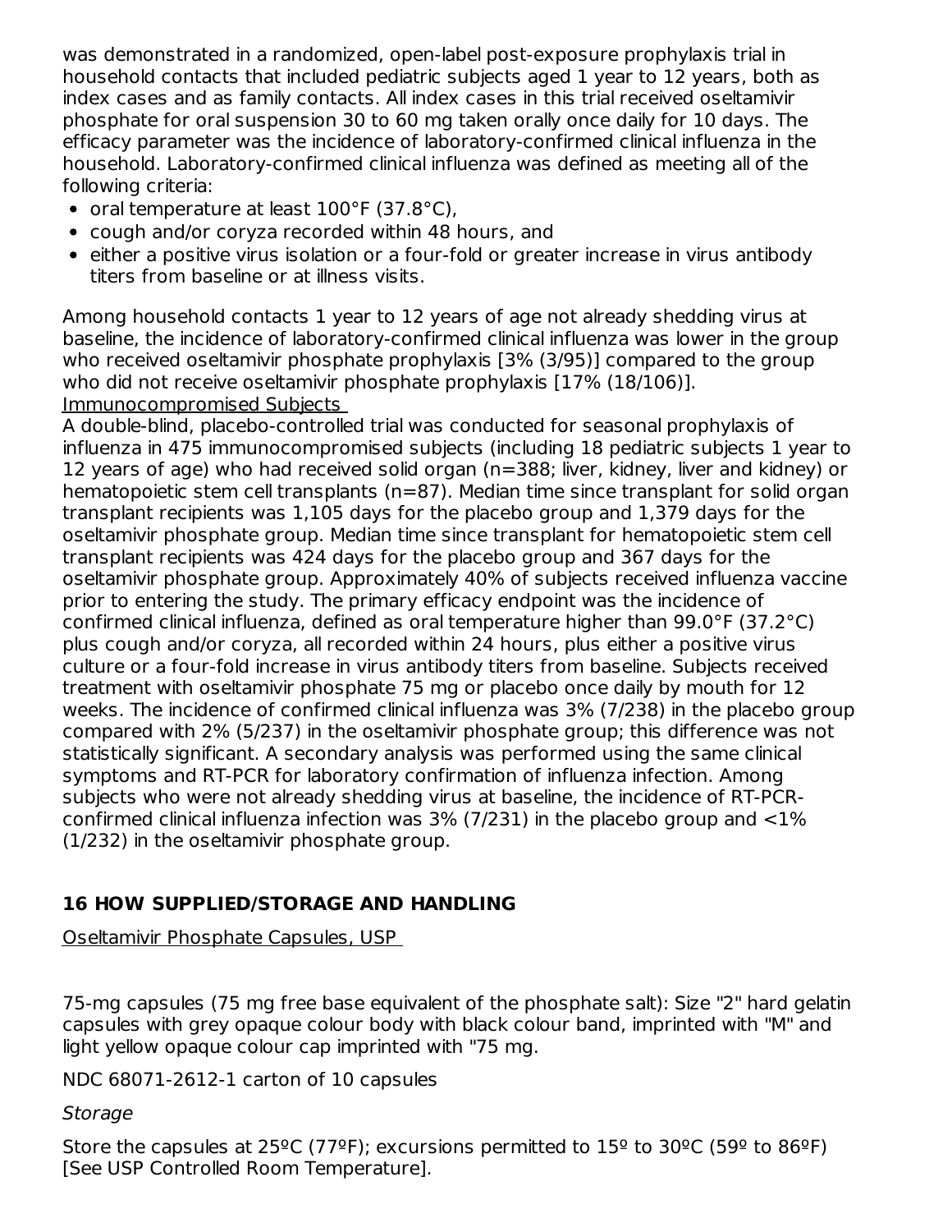was demonstrated in a randomized, open-label post-exposure prophylaxis trial in household contacts that included pediatric subjects aged 1 year to 12 years, both as index cases and as family contacts. All index cases in this trial received oseltamivir phosphate for oral suspension 30 to 60 mg taken orally once daily for 10 days. The efficacy parameter was the incidence of laboratory-confirmed clinical influenza in the household. Laboratory-confirmed clinical influenza was defined as meeting all of the following criteria:

- oral temperature at least 100°F (37.8°C),
- cough and/or coryza recorded within 48 hours, and
- either a positive virus isolation or a four-fold or greater increase in virus antibody titers from baseline or at illness visits.

Among household contacts 1 year to 12 years of age not already shedding virus at baseline, the incidence of laboratory-confirmed clinical influenza was lower in the group who received oseltamivir phosphate prophylaxis [3% (3/95)] compared to the group who did not receive oseltamivir phosphate prophylaxis [17% (18/106)].

Immunocompromised Subjects

A double-blind, placebo-controlled trial was conducted for seasonal prophylaxis of influenza in 475 immunocompromised subjects (including 18 pediatric subjects 1 year to 12 years of age) who had received solid organ (n=388; liver, kidney, liver and kidney) or hematopoietic stem cell transplants (n=87). Median time since transplant for solid organ transplant recipients was 1,105 days for the placebo group and 1,379 days for the oseltamivir phosphate group. Median time since transplant for hematopoietic stem cell transplant recipients was 424 days for the placebo group and 367 days for the oseltamivir phosphate group. Approximately 40% of subjects received influenza vaccine prior to entering the study. The primary efficacy endpoint was the incidence of confirmed clinical influenza, defined as oral temperature higher than 99.0°F (37.2°C) plus cough and/or coryza, all recorded within 24 hours, plus either a positive virus culture or a four-fold increase in virus antibody titers from baseline. Subjects received treatment with oseltamivir phosphate 75 mg or placebo once daily by mouth for 12 weeks. The incidence of confirmed clinical influenza was 3% (7/238) in the placebo group compared with 2% (5/237) in the oseltamivir phosphate group; this difference was not statistically significant. A secondary analysis was performed using the same clinical symptoms and RT-PCR for laboratory confirmation of influenza infection. Among subjects who were not already shedding virus at baseline, the incidence of RT-PCR-confirmed clinical influenza infection was 3% (7/231) in the placebo group and <1% (1/232) in the oseltamivir phosphate group.

## 16 HOW SUPPLIED/STORAGE AND HANDLING

Oseltamivir Phosphate Capsules, USP

75-mg capsules (75 mg free base equivalent of the phosphate salt): Size "2" hard gelatin capsules with grey opaque colour body with black colour band, imprinted with "M" and light yellow opaque colour cap imprinted with "75 mg.

NDC 68071-2612-1 carton of 10 capsules

*Storage*

Store the capsules at 25ºC (77ºF); excursions permitted to 15º to 30ºC (59º to 86ºF) [See USP Controlled Room Temperature].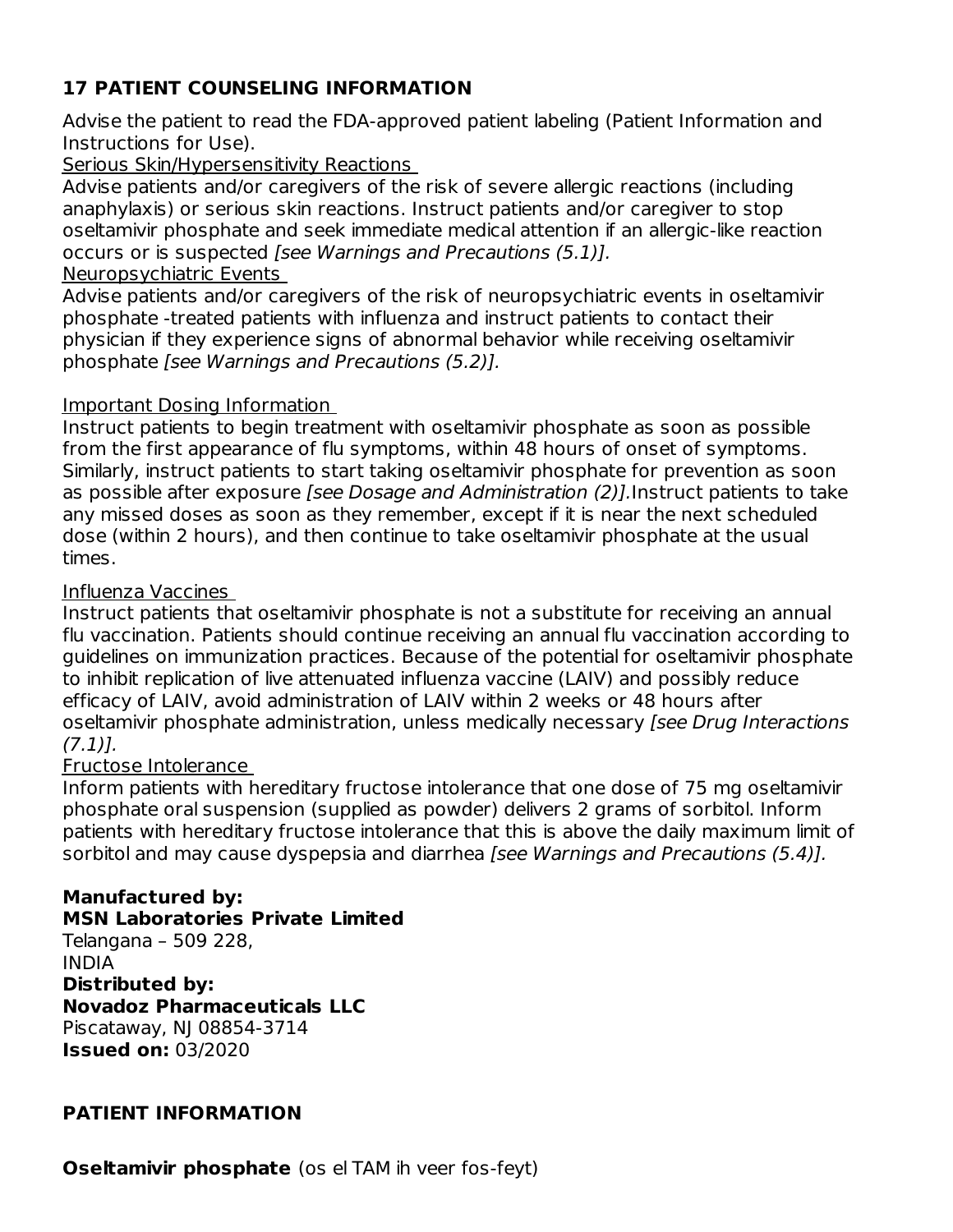## 17 PATIENT COUNSELING INFORMATION

Advise the patient to read the FDA-approved patient labeling (Patient Information and Instructions for Use).

Serious Skin/Hypersensitivity Reactions

Advise patients and/or caregivers of the risk of severe allergic reactions (including anaphylaxis) or serious skin reactions. Instruct patients and/or caregiver to stop oseltamivir phosphate and seek immediate medical attention if an allergic-like reaction occurs or is suspected *[see Warnings and Precautions (5.1)].*

Neuropsychiatric Events

Advise patients and/or caregivers of the risk of neuropsychiatric events in oseltamivir phosphate -treated patients with influenza and instruct patients to contact their physician if they experience signs of abnormal behavior while receiving oseltamivir phosphate *[see Warnings and Precautions (5.2)].*

Important Dosing Information

Instruct patients to begin treatment with oseltamivir phosphate as soon as possible from the first appearance of flu symptoms, within 48 hours of onset of symptoms. Similarly, instruct patients to start taking oseltamivir phosphate for prevention as soon as possible after exposure *[see Dosage and Administration (2)].*Instruct patients to take any missed doses as soon as they remember, except if it is near the next scheduled dose (within 2 hours), and then continue to take oseltamivir phosphate at the usual times.

Influenza Vaccines

Instruct patients that oseltamivir phosphate is not a substitute for receiving an annual flu vaccination. Patients should continue receiving an annual flu vaccination according to guidelines on immunization practices. Because of the potential for oseltamivir phosphate to inhibit replication of live attenuated influenza vaccine (LAIV) and possibly reduce efficacy of LAIV, avoid administration of LAIV within 2 weeks or 48 hours after oseltamivir phosphate administration, unless medically necessary *[see Drug Interactions (7.1)].*

Fructose Intolerance

Inform patients with hereditary fructose intolerance that one dose of 75 mg oseltamivir phosphate oral suspension (supplied as powder) delivers 2 grams of sorbitol. Inform patients with hereditary fructose intolerance that this is above the daily maximum limit of sorbitol and may cause dyspepsia and diarrhea *[see Warnings and Precautions (5.4)].*

**Manufactured by:**
**MSN Laboratories Private Limited**
Telangana – 509 228,
INDIA
**Distributed by:**
**Novadoz Pharmaceuticals LLC**
Piscataway, NJ 08854-3714
**Issued on:** 03/2020

## PATIENT INFORMATION

**Oseltamivir phosphate** (os el TAM ih veer fos-feyt)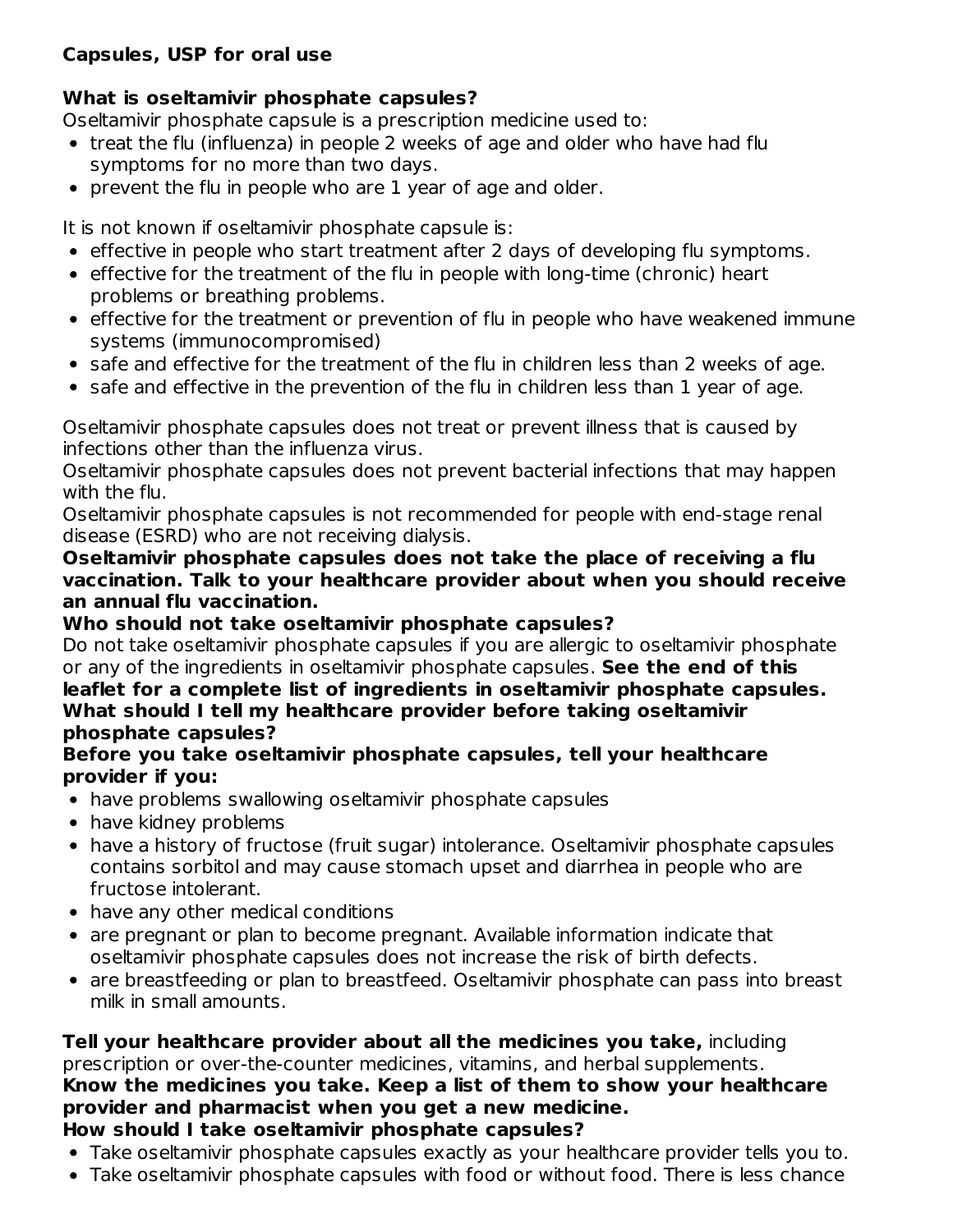**Capsules, USP for oral use**

**What is oseltamivir phosphate capsules?**

Oseltamivir phosphate capsule is a prescription medicine used to:

- treat the flu (influenza) in people 2 weeks of age and older who have had flu symptoms for no more than two days.
- prevent the flu in people who are 1 year of age and older.

It is not known if oseltamivir phosphate capsule is:

- effective in people who start treatment after 2 days of developing flu symptoms.
- effective for the treatment of the flu in people with long-time (chronic) heart problems or breathing problems.
- effective for the treatment or prevention of flu in people who have weakened immune systems (immunocompromised)
- safe and effective for the treatment of the flu in children less than 2 weeks of age.
- safe and effective in the prevention of the flu in children less than 1 year of age.

Oseltamivir phosphate capsules does not treat or prevent illness that is caused by infections other than the influenza virus.

Oseltamivir phosphate capsules does not prevent bacterial infections that may happen with the flu.

Oseltamivir phosphate capsules is not recommended for people with end-stage renal disease (ESRD) who are not receiving dialysis.

**Oseltamivir phosphate capsules does not take the place of receiving a flu vaccination. Talk to your healthcare provider about when you should receive an annual flu vaccination.**

**Who should not take oseltamivir phosphate capsules?**

Do not take oseltamivir phosphate capsules if you are allergic to oseltamivir phosphate or any of the ingredients in oseltamivir phosphate capsules. **See the end of this leaflet for a complete list of ingredients in oseltamivir phosphate capsules.**

**What should I tell my healthcare provider before taking oseltamivir phosphate capsules?**

**Before you take oseltamivir phosphate capsules, tell your healthcare provider if you:**

- have problems swallowing oseltamivir phosphate capsules
- have kidney problems
- have a history of fructose (fruit sugar) intolerance. Oseltamivir phosphate capsules contains sorbitol and may cause stomach upset and diarrhea in people who are fructose intolerant.
- have any other medical conditions
- are pregnant or plan to become pregnant. Available information indicate that oseltamivir phosphate capsules does not increase the risk of birth defects.
- are breastfeeding or plan to breastfeed. Oseltamivir phosphate can pass into breast milk in small amounts.

**Tell your healthcare provider about all the medicines you take,** including prescription or over-the-counter medicines, vitamins, and herbal supplements.

**Know the medicines you take. Keep a list of them to show your healthcare provider and pharmacist when you get a new medicine.**

**How should I take oseltamivir phosphate capsules?**

- Take oseltamivir phosphate capsules exactly as your healthcare provider tells you to.
- Take oseltamivir phosphate capsules with food or without food. There is less chance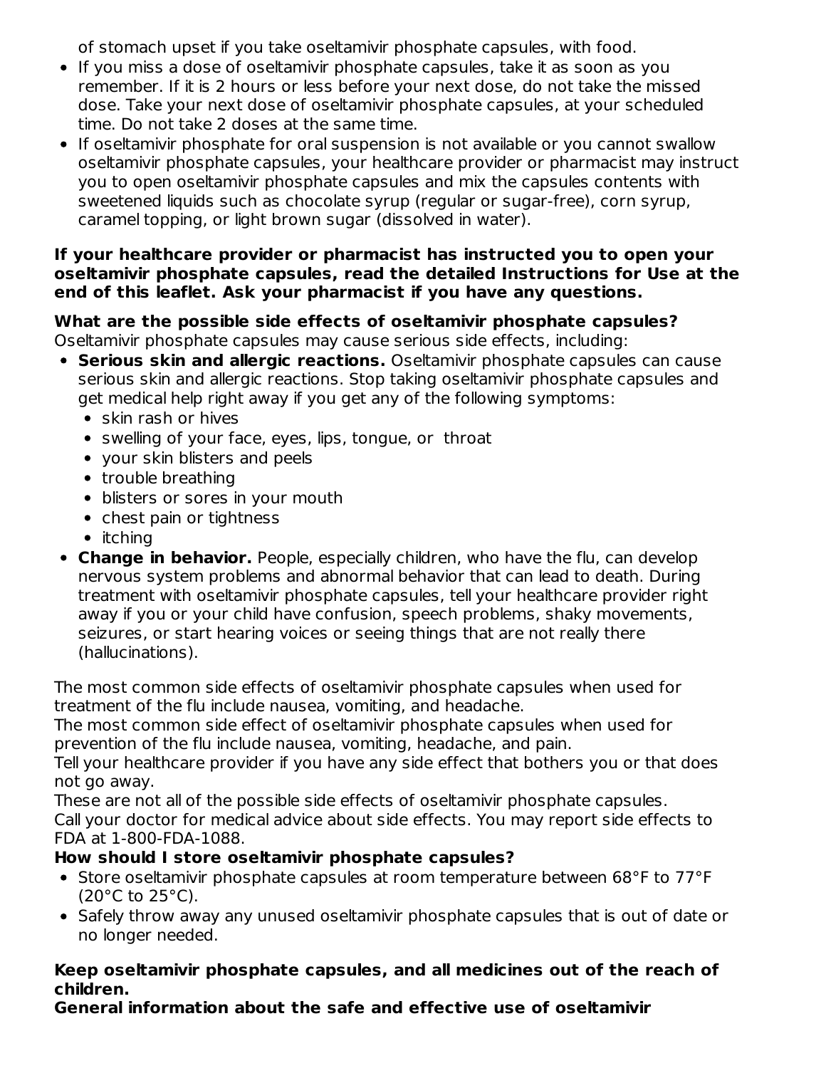of stomach upset if you take oseltamivir phosphate capsules, with food.

- If you miss a dose of oseltamivir phosphate capsules, take it as soon as you remember. If it is 2 hours or less before your next dose, do not take the missed dose. Take your next dose of oseltamivir phosphate capsules, at your scheduled time. Do not take 2 doses at the same time.
- If oseltamivir phosphate for oral suspension is not available or you cannot swallow oseltamivir phosphate capsules, your healthcare provider or pharmacist may instruct you to open oseltamivir phosphate capsules and mix the capsules contents with sweetened liquids such as chocolate syrup (regular or sugar-free), corn syrup, caramel topping, or light brown sugar (dissolved in water).

**If your healthcare provider or pharmacist has instructed you to open your oseltamivir phosphate capsules, read the detailed Instructions for Use at the end of this leaflet. Ask your pharmacist if you have any questions.**

**What are the possible side effects of oseltamivir phosphate capsules?**

Oseltamivir phosphate capsules may cause serious side effects, including:

- **Serious skin and allergic reactions.** Oseltamivir phosphate capsules can cause serious skin and allergic reactions. Stop taking oseltamivir phosphate capsules and get medical help right away if you get any of the following symptoms:
  - skin rash or hives
  - swelling of your face, eyes, lips, tongue, or throat
  - your skin blisters and peels
  - trouble breathing
  - blisters or sores in your mouth
  - chest pain or tightness
  - itching
- **Change in behavior.** People, especially children, who have the flu, can develop nervous system problems and abnormal behavior that can lead to death. During treatment with oseltamivir phosphate capsules, tell your healthcare provider right away if you or your child have confusion, speech problems, shaky movements, seizures, or start hearing voices or seeing things that are not really there (hallucinations).

The most common side effects of oseltamivir phosphate capsules when used for treatment of the flu include nausea, vomiting, and headache.

The most common side effect of oseltamivir phosphate capsules when used for prevention of the flu include nausea, vomiting, headache, and pain.

Tell your healthcare provider if you have any side effect that bothers you or that does not go away.

These are not all of the possible side effects of oseltamivir phosphate capsules.

Call your doctor for medical advice about side effects. You may report side effects to FDA at 1-800-FDA-1088.

**How should I store oseltamivir phosphate capsules?**

- Store oseltamivir phosphate capsules at room temperature between 68°F to 77°F (20°C to 25°C).
- Safely throw away any unused oseltamivir phosphate capsules that is out of date or no longer needed.

**Keep oseltamivir phosphate capsules, and all medicines out of the reach of children.**

**General information about the safe and effective use of oseltamivir**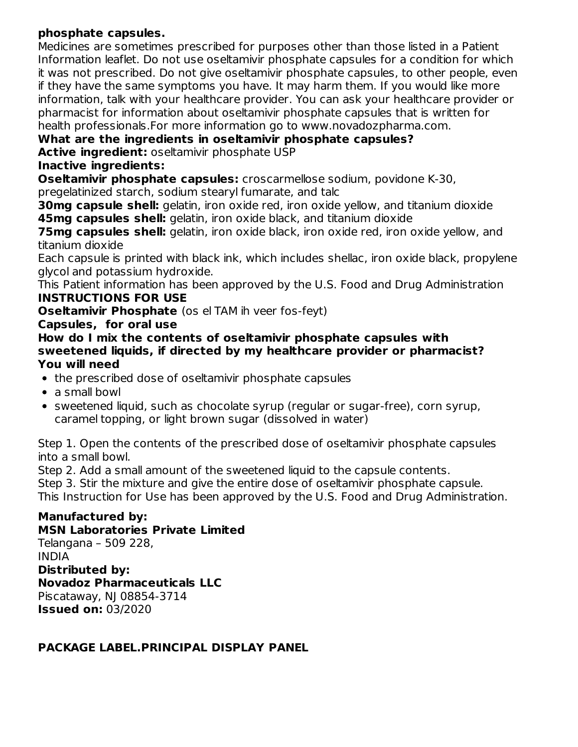**phosphate capsules.**

Medicines are sometimes prescribed for purposes other than those listed in a Patient Information leaflet. Do not use oseltamivir phosphate capsules for a condition for which it was not prescribed. Do not give oseltamivir phosphate capsules, to other people, even if they have the same symptoms you have. It may harm them. If you would like more information, talk with your healthcare provider. You can ask your healthcare provider or pharmacist for information about oseltamivir phosphate capsules that is written for health professionals.For more information go to www.novadozpharma.com.

**What are the ingredients in oseltamivir phosphate capsules?**

**Active ingredient:** oseltamivir phosphate USP

**Inactive ingredients:**

**Oseltamivir phosphate capsules:** croscarmellose sodium, povidone K-30, pregelatinized starch, sodium stearyl fumarate, and talc

**30mg capsule shell:** gelatin, iron oxide red, iron oxide yellow, and titanium dioxide

**45mg capsules shell:** gelatin, iron oxide black, and titanium dioxide

**75mg capsules shell:** gelatin, iron oxide black, iron oxide red, iron oxide yellow, and titanium dioxide

Each capsule is printed with black ink, which includes shellac, iron oxide black, propylene glycol and potassium hydroxide.

This Patient information has been approved by the U.S. Food and Drug Administration

**INSTRUCTIONS FOR USE**

**Oseltamivir Phosphate** (os el TAM ih veer fos-feyt)

**Capsules, for oral use**

**How do I mix the contents of oseltamivir phosphate capsules with sweetened liquids, if directed by my healthcare provider or pharmacist?**

**You will need**

- the prescribed dose of oseltamivir phosphate capsules
- a small bowl
- sweetened liquid, such as chocolate syrup (regular or sugar-free), corn syrup, caramel topping, or light brown sugar (dissolved in water)

Step 1. Open the contents of the prescribed dose of oseltamivir phosphate capsules into a small bowl.

Step 2. Add a small amount of the sweetened liquid to the capsule contents.

Step 3. Stir the mixture and give the entire dose of oseltamivir phosphate capsule.

This Instruction for Use has been approved by the U.S. Food and Drug Administration.

**Manufactured by:**
**MSN Laboratories Private Limited**
Telangana – 509 228,
INDIA
**Distributed by:**
**Novadoz Pharmaceuticals LLC**
Piscataway, NJ 08854-3714
**Issued on:** 03/2020

**PACKAGE LABEL.PRINCIPAL DISPLAY PANEL**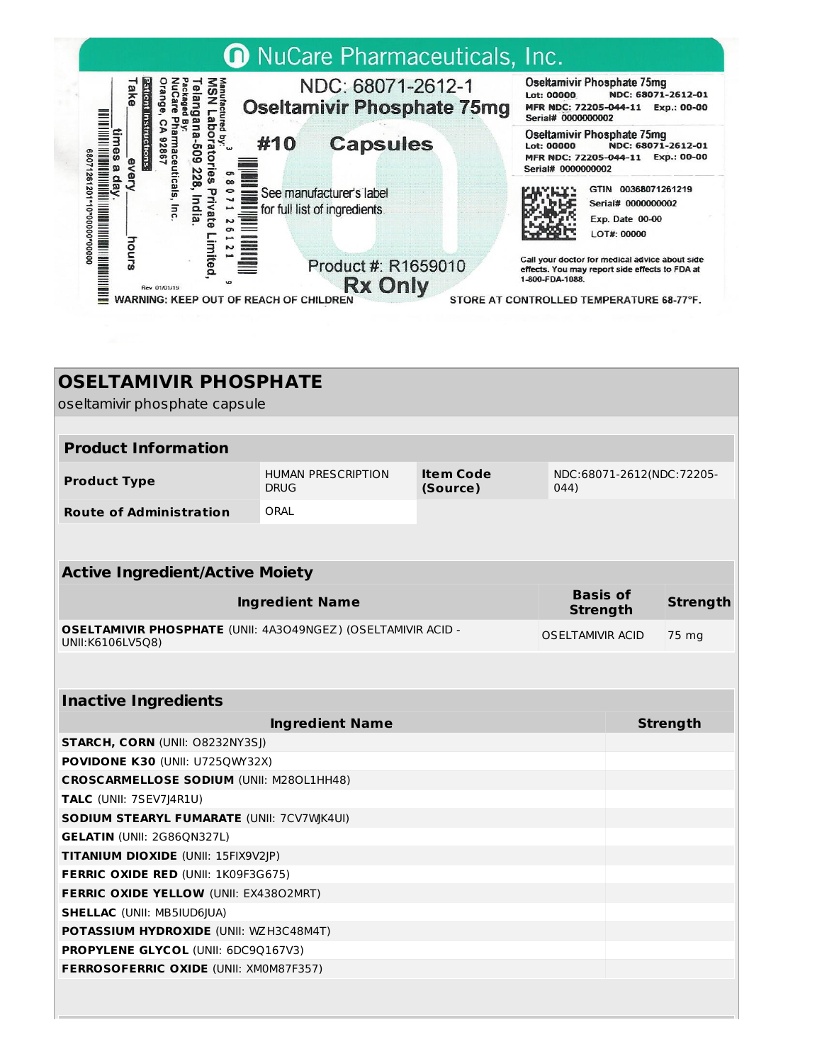NuCare Pharmaceuticals, Inc.

NDC: 68071-2612-1

**Oseltamivir Phosphate 75mg**

**#10 Capsules**

See manufacturer's label for full list of ingredients

Product #: R1659010

**Rx Only**

Manufactured by: MSN Laboratories Private Limited, Telangana-509 228, India.

Packaged By: NuCare Pharmaceuticals, Inc. Orange, CA 92867

Patient Instructions: Take ____ times a day, every ____ hours

Rev 01/01/19

WARNING: KEEP OUT OF REACH OF CHILDREN

Oseltamivir Phosphate 75mg
Lot: 00000 NDC: 68071-2612-01
MFR NDC: 72205-044-11 Exp.: 00-00
Serial# 0000000002

Oseltamivir Phosphate 75mg
Lot: 00000 NDC: 68071-2612-01
MFR NDC: 72205-044-11 Exp.: 00-00
Serial# 0000000002

GTIN 00368071261219
Serial# 0000000002
Exp. Date 00-00
LOT#: 00000

Call your doctor for medical advice about side effects. You may report side effects to FDA at 1-800-FDA-1088.

STORE AT CONTROLLED TEMPERATURE 68-77°F.

# OSELTAMIVIR PHOSPHATE

oseltamivir phosphate capsule

| **Product Information** | | | |
|---|---|---|---|
| **Product Type** | HUMAN PRESCRIPTION DRUG | **Item Code (Source)** | NDC:68071-2612(NDC:72205-044) |
| **Route of Administration** | ORAL | | |

| **Active Ingredient/Active Moiety** | | |
|---|---|---|
| **Ingredient Name** | **Basis of Strength** | **Strength** |
| **OSELTAMIVIR PHOSPHATE** (UNII: 4A3O49NGEZ) (OSELTAMIVIR ACID - UNII:K6106LV5Q8) | OSELTAMIVIR ACID | 75 mg |

| **Inactive Ingredients** | |
|---|---|
| **Ingredient Name** | **Strength** |
| **STARCH, CORN** (UNII: O8232NY3SJ) | |
| **POVIDONE K30** (UNII: U725QWY32X) | |
| **CROSCARMELLOSE SODIUM** (UNII: M28OL1HH48) | |
| **TALC** (UNII: 7SEV7J4R1U) | |
| **SODIUM STEARYL FUMARATE** (UNII: 7CV7WJK4UI) | |
| **GELATIN** (UNII: 2G86QN327L) | |
| **TITANIUM DIOXIDE** (UNII: 15FIX9V2JP) | |
| **FERRIC OXIDE RED** (UNII: 1K09F3G675) | |
| **FERRIC OXIDE YELLOW** (UNII: EX438O2MRT) | |
| **SHELLAC** (UNII: MB5IUD6JUA) | |
| **POTASSIUM HYDROXIDE** (UNII: WZH3C48M4T) | |
| **PROPYLENE GLYCOL** (UNII: 6DC9Q167V3) | |
| **FERROSOFERRIC OXIDE** (UNII: XM0M87F357) | |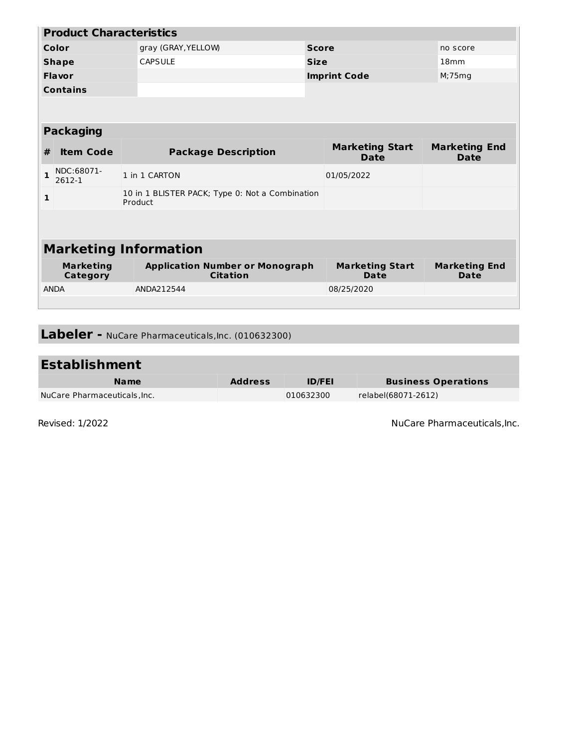## Product Characteristics

| | | | |
|---|---|---|---|
| **Color** | gray (GRAY,YELLOW) | **Score** | no score |
| **Shape** | CAPSULE | **Size** | 18mm |
| **Flavor** | | **Imprint Code** | M;75mg |
| **Contains** | | | |

## Packaging

| # | Item Code | Package Description | Marketing Start Date | Marketing End Date |
|---|---|---|---|---|
| 1 | NDC:68071-2612-1 | 1 in 1 CARTON | 01/05/2022 | |
| 1 | | 10 in 1 BLISTER PACK; Type 0: Not a Combination Product | | |

## Marketing Information

| Marketing Category | Application Number or Monograph Citation | Marketing Start Date | Marketing End Date |
|---|---|---|---|
| ANDA | ANDA212544 | 08/25/2020 | |

## Labeler - NuCare Pharmaceuticals,Inc. (010632300)

## Establishment

| Name | Address | ID/FEI | Business Operations |
|---|---|---|---|
| NuCare Pharmaceuticals,Inc. | | 010632300 | relabel(68071-2612) |

Revised: 1/2022

NuCare Pharmaceuticals,Inc.